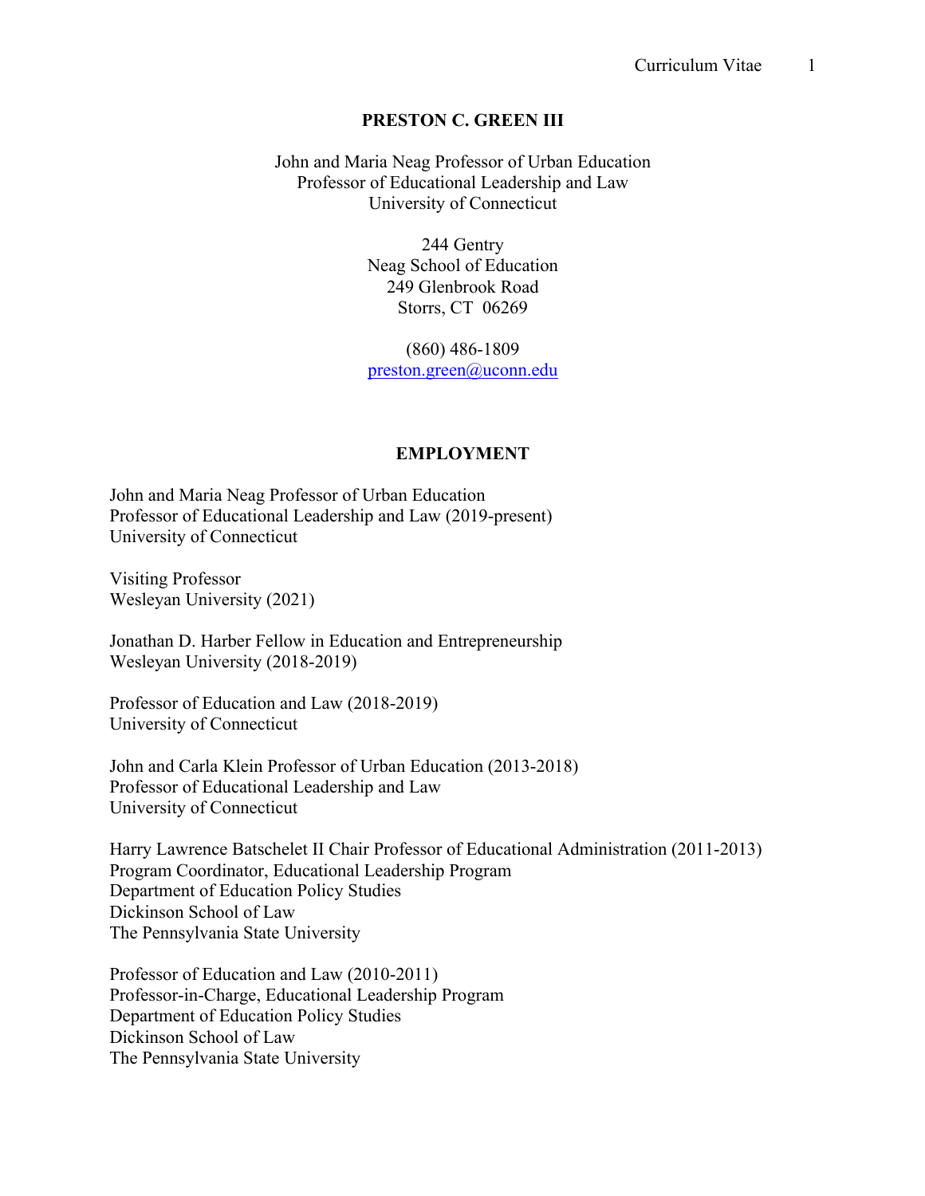# PRESTON C. GREEN III

John and Maria Neag Professor of Urban Education
Professor of Educational Leadership and Law
University of Connecticut

244 Gentry
Neag School of Education
249 Glenbrook Road
Storrs, CT 06269

(860) 486-1809
preston.green@uconn.edu

## EMPLOYMENT

John and Maria Neag Professor of Urban Education
Professor of Educational Leadership and Law (2019-present)
University of Connecticut

Visiting Professor
Wesleyan University (2021)

Jonathan D. Harber Fellow in Education and Entrepreneurship
Wesleyan University (2018-2019)

Professor of Education and Law (2018-2019)
University of Connecticut

John and Carla Klein Professor of Urban Education (2013-2018)
Professor of Educational Leadership and Law
University of Connecticut

Harry Lawrence Batschelet II Chair Professor of Educational Administration (2011-2013)
Program Coordinator, Educational Leadership Program
Department of Education Policy Studies
Dickinson School of Law
The Pennsylvania State University

Professor of Education and Law (2010-2011)
Professor-in-Charge, Educational Leadership Program
Department of Education Policy Studies
Dickinson School of Law
The Pennsylvania State University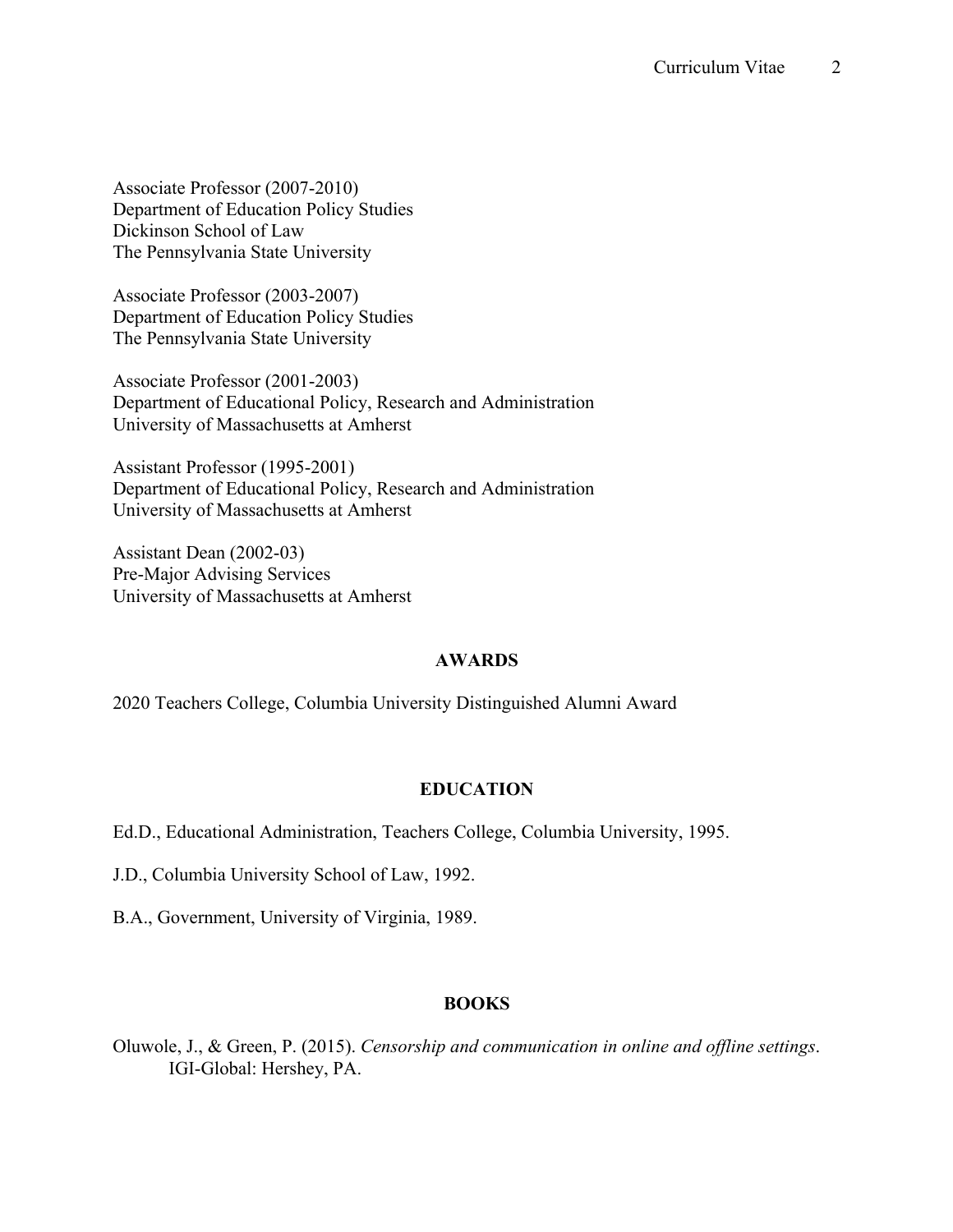Associate Professor (2007-2010)
Department of Education Policy Studies
Dickinson School of Law
The Pennsylvania State University

Associate Professor (2003-2007)
Department of Education Policy Studies
The Pennsylvania State University

Associate Professor (2001-2003)
Department of Educational Policy, Research and Administration
University of Massachusetts at Amherst

Assistant Professor (1995-2001)
Department of Educational Policy, Research and Administration
University of Massachusetts at Amherst

Assistant Dean (2002-03)
Pre-Major Advising Services
University of Massachusetts at Amherst

## AWARDS

2020 Teachers College, Columbia University Distinguished Alumni Award

## EDUCATION

Ed.D., Educational Administration, Teachers College, Columbia University, 1995.

J.D., Columbia University School of Law, 1992.

B.A., Government, University of Virginia, 1989.

## BOOKS

Oluwole, J., & Green, P. (2015). *Censorship and communication in online and offline settings*. IGI-Global: Hershey, PA.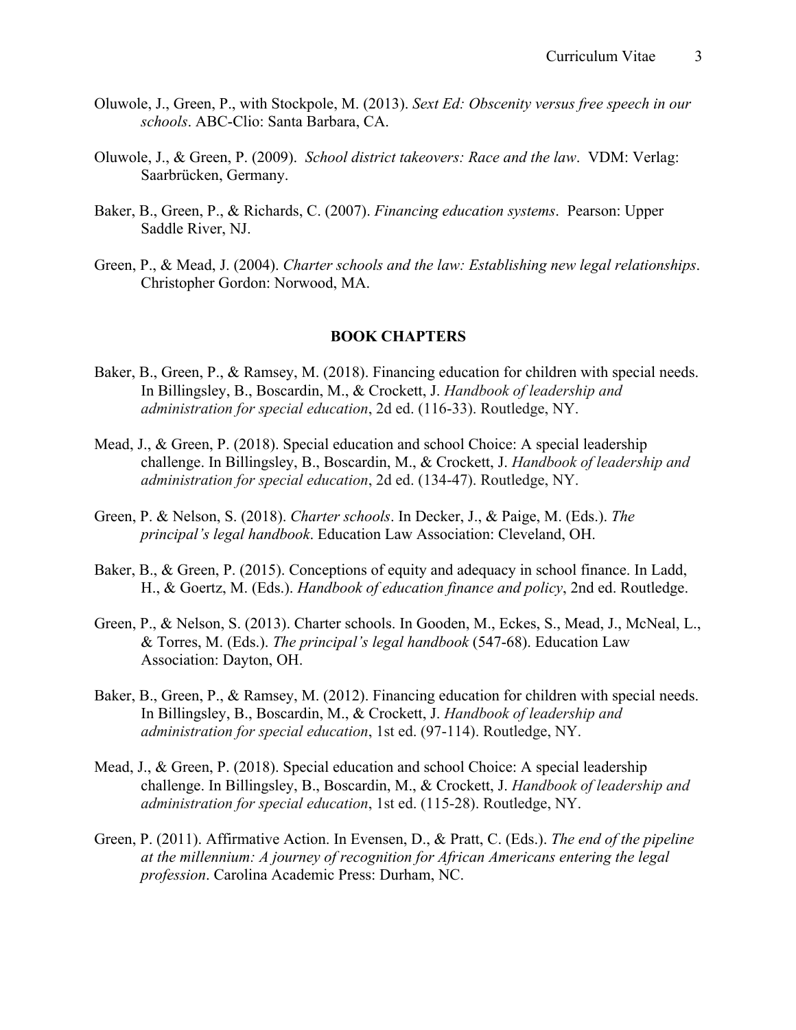Oluwole, J., Green, P., with Stockpole, M. (2013). *Sext Ed: Obscenity versus free speech in our schools*. ABC-Clio: Santa Barbara, CA.

Oluwole, J., & Green, P. (2009). *School district takeovers: Race and the law*. VDM: Verlag: Saarbrücken, Germany.

Baker, B., Green, P., & Richards, C. (2007). *Financing education systems*. Pearson: Upper Saddle River, NJ.

Green, P., & Mead, J. (2004). *Charter schools and the law: Establishing new legal relationships*. Christopher Gordon: Norwood, MA.

## BOOK CHAPTERS

Baker, B., Green, P., & Ramsey, M. (2018). Financing education for children with special needs. In Billingsley, B., Boscardin, M., & Crockett, J. *Handbook of leadership and administration for special education*, 2d ed. (116-33). Routledge, NY.

Mead, J., & Green, P. (2018). Special education and school Choice: A special leadership challenge. In Billingsley, B., Boscardin, M., & Crockett, J. *Handbook of leadership and administration for special education*, 2d ed. (134-47). Routledge, NY.

Green, P. & Nelson, S. (2018). *Charter schools*. In Decker, J., & Paige, M. (Eds.). *The principal's legal handbook*. Education Law Association: Cleveland, OH.

Baker, B., & Green, P. (2015). Conceptions of equity and adequacy in school finance. In Ladd, H., & Goertz, M. (Eds.). *Handbook of education finance and policy*, 2nd ed. Routledge.

Green, P., & Nelson, S. (2013). Charter schools. In Gooden, M., Eckes, S., Mead, J., McNeal, L., & Torres, M. (Eds.). *The principal's legal handbook* (547-68). Education Law Association: Dayton, OH.

Baker, B., Green, P., & Ramsey, M. (2012). Financing education for children with special needs. In Billingsley, B., Boscardin, M., & Crockett, J. *Handbook of leadership and administration for special education*, 1st ed. (97-114). Routledge, NY.

Mead, J., & Green, P. (2018). Special education and school Choice: A special leadership challenge. In Billingsley, B., Boscardin, M., & Crockett, J. *Handbook of leadership and administration for special education*, 1st ed. (115-28). Routledge, NY.

Green, P. (2011). Affirmative Action. In Evensen, D., & Pratt, C. (Eds.). *The end of the pipeline at the millennium: A journey of recognition for African Americans entering the legal profession*. Carolina Academic Press: Durham, NC.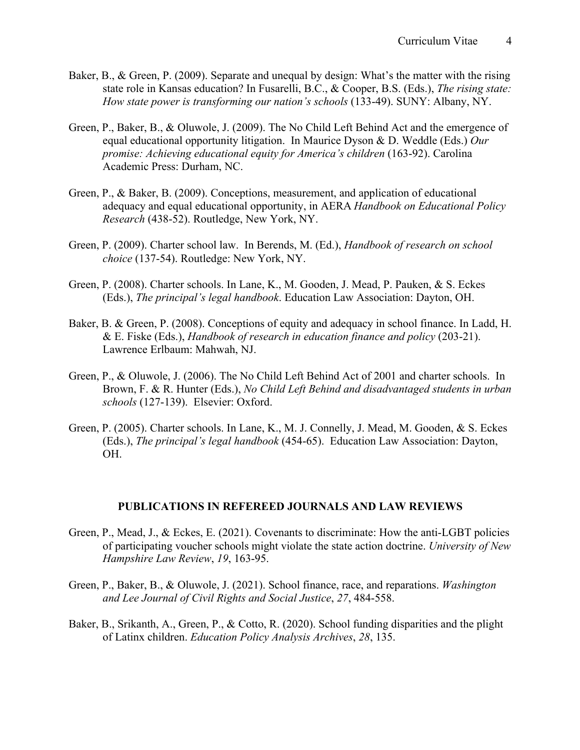Baker, B., & Green, P. (2009). Separate and unequal by design: What's the matter with the rising state role in Kansas education? In Fusarelli, B.C., & Cooper, B.S. (Eds.), *The rising state: How state power is transforming our nation's schools* (133-49). SUNY: Albany, NY.

Green, P., Baker, B., & Oluwole, J. (2009). The No Child Left Behind Act and the emergence of equal educational opportunity litigation. In Maurice Dyson & D. Weddle (Eds.) *Our promise: Achieving educational equity for America's children* (163-92). Carolina Academic Press: Durham, NC.

Green, P., & Baker, B. (2009). Conceptions, measurement, and application of educational adequacy and equal educational opportunity, in AERA *Handbook on Educational Policy Research* (438-52). Routledge, New York, NY.

Green, P. (2009). Charter school law. In Berends, M. (Ed.), *Handbook of research on school choice* (137-54). Routledge: New York, NY.

Green, P. (2008). Charter schools. In Lane, K., M. Gooden, J. Mead, P. Pauken, & S. Eckes (Eds.), *The principal's legal handbook*. Education Law Association: Dayton, OH.

Baker, B. & Green, P. (2008). Conceptions of equity and adequacy in school finance. In Ladd, H. & E. Fiske (Eds.), *Handbook of research in education finance and policy* (203-21). Lawrence Erlbaum: Mahwah, NJ.

Green, P., & Oluwole, J. (2006). The No Child Left Behind Act of 2001 and charter schools. In Brown, F. & R. Hunter (Eds.), *No Child Left Behind and disadvantaged students in urban schools* (127-139). Elsevier: Oxford.

Green, P. (2005). Charter schools. In Lane, K., M. J. Connelly, J. Mead, M. Gooden, & S. Eckes (Eds.), *The principal's legal handbook* (454-65). Education Law Association: Dayton, OH.

## PUBLICATIONS IN REFEREED JOURNALS AND LAW REVIEWS

Green, P., Mead, J., & Eckes, E. (2021). Covenants to discriminate: How the anti-LGBT policies of participating voucher schools might violate the state action doctrine. *University of New Hampshire Law Review*, *19*, 163-95.

Green, P., Baker, B., & Oluwole, J. (2021). School finance, race, and reparations. *Washington and Lee Journal of Civil Rights and Social Justice*, *27*, 484-558.

Baker, B., Srikanth, A., Green, P., & Cotto, R. (2020). School funding disparities and the plight of Latinx children. *Education Policy Analysis Archives*, *28*, 135.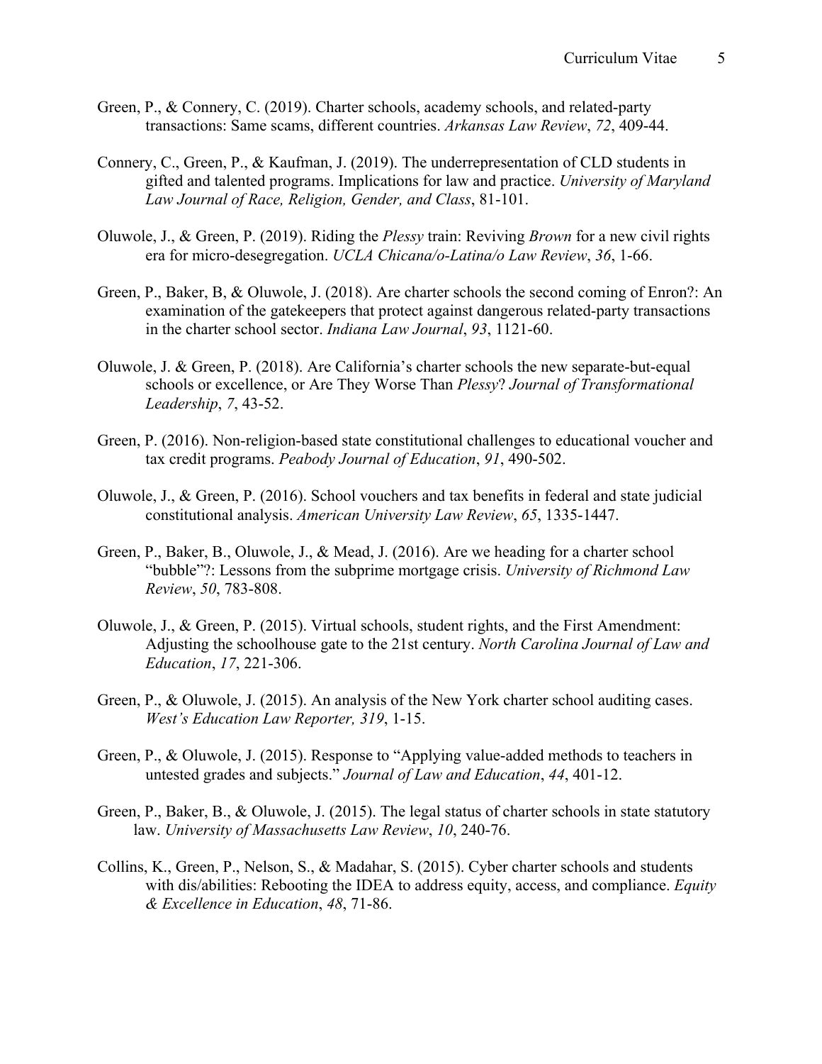Green, P., & Connery, C. (2019). Charter schools, academy schools, and related-party transactions: Same scams, different countries. *Arkansas Law Review*, *72*, 409-44.

Connery, C., Green, P., & Kaufman, J. (2019). The underrepresentation of CLD students in gifted and talented programs. Implications for law and practice. *University of Maryland Law Journal of Race, Religion, Gender, and Class*, 81-101.

Oluwole, J., & Green, P. (2019). Riding the *Plessy* train: Reviving *Brown* for a new civil rights era for micro-desegregation. *UCLA Chicana/o-Latina/o Law Review*, *36*, 1-66.

Green, P., Baker, B, & Oluwole, J. (2018). Are charter schools the second coming of Enron?: An examination of the gatekeepers that protect against dangerous related-party transactions in the charter school sector. *Indiana Law Journal*, *93*, 1121-60.

Oluwole, J. & Green, P. (2018). Are California's charter schools the new separate-but-equal schools or excellence, or Are They Worse Than *Plessy*? *Journal of Transformational Leadership*, *7*, 43-52.

Green, P. (2016). Non-religion-based state constitutional challenges to educational voucher and tax credit programs. *Peabody Journal of Education*, *91*, 490-502.

Oluwole, J., & Green, P. (2016). School vouchers and tax benefits in federal and state judicial constitutional analysis. *American University Law Review*, *65*, 1335-1447.

Green, P., Baker, B., Oluwole, J., & Mead, J. (2016). Are we heading for a charter school "bubble"?: Lessons from the subprime mortgage crisis. *University of Richmond Law Review*, *50*, 783-808.

Oluwole, J., & Green, P. (2015). Virtual schools, student rights, and the First Amendment: Adjusting the schoolhouse gate to the 21st century. *North Carolina Journal of Law and Education*, *17*, 221-306.

Green, P., & Oluwole, J. (2015). An analysis of the New York charter school auditing cases. *West's Education Law Reporter, 319*, 1-15.

Green, P., & Oluwole, J. (2015). Response to "Applying value-added methods to teachers in untested grades and subjects." *Journal of Law and Education*, *44*, 401-12.

Green, P., Baker, B., & Oluwole, J. (2015). The legal status of charter schools in state statutory law. *University of Massachusetts Law Review*, *10*, 240-76.

Collins, K., Green, P., Nelson, S., & Madahar, S. (2015). Cyber charter schools and students with dis/abilities: Rebooting the IDEA to address equity, access, and compliance. *Equity & Excellence in Education*, *48*, 71-86.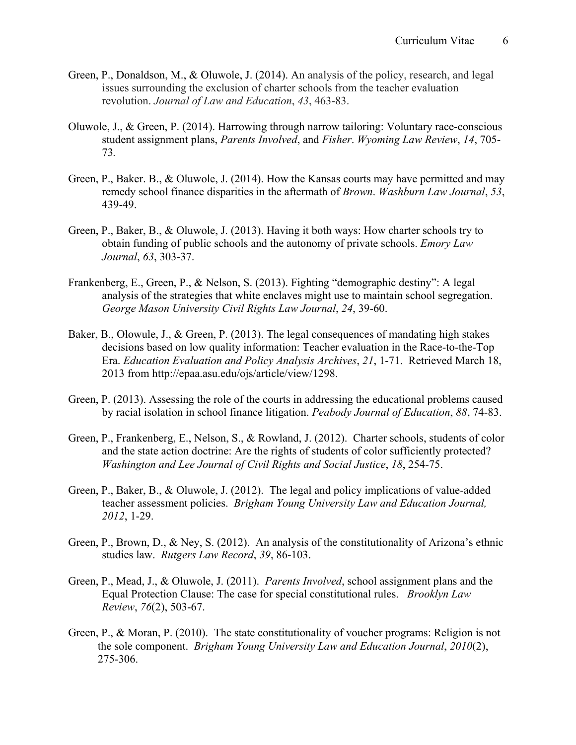Green, P., Donaldson, M., & Oluwole, J. (2014). An analysis of the policy, research, and legal issues surrounding the exclusion of charter schools from the teacher evaluation revolution. *Journal of Law and Education*, *43*, 463-83.

Oluwole, J., & Green, P. (2014). Harrowing through narrow tailoring: Voluntary race-conscious student assignment plans, *Parents Involved*, and *Fisher*. *Wyoming Law Review*, *14*, 705-73.

Green, P., Baker. B., & Oluwole, J. (2014). How the Kansas courts may have permitted and may remedy school finance disparities in the aftermath of *Brown*. *Washburn Law Journal*, *53*, 439-49.

Green, P., Baker, B., & Oluwole, J. (2013). Having it both ways: How charter schools try to obtain funding of public schools and the autonomy of private schools. *Emory Law Journal*, *63*, 303-37.

Frankenberg, E., Green, P., & Nelson, S. (2013). Fighting "demographic destiny": A legal analysis of the strategies that white enclaves might use to maintain school segregation. *George Mason University Civil Rights Law Journal*, *24*, 39-60.

Baker, B., Olowule, J., & Green, P. (2013). The legal consequences of mandating high stakes decisions based on low quality information: Teacher evaluation in the Race-to-the-Top Era. *Education Evaluation and Policy Analysis Archives*, *21*, 1-71. Retrieved March 18, 2013 from http://epaa.asu.edu/ojs/article/view/1298.

Green, P. (2013). Assessing the role of the courts in addressing the educational problems caused by racial isolation in school finance litigation. *Peabody Journal of Education*, *88*, 74-83.

Green, P., Frankenberg, E., Nelson, S., & Rowland, J. (2012). Charter schools, students of color and the state action doctrine: Are the rights of students of color sufficiently protected? *Washington and Lee Journal of Civil Rights and Social Justice*, *18*, 254-75.

Green, P., Baker, B., & Oluwole, J. (2012). The legal and policy implications of value-added teacher assessment policies. *Brigham Young University Law and Education Journal, 2012*, 1-29.

Green, P., Brown, D., & Ney, S. (2012). An analysis of the constitutionality of Arizona's ethnic studies law. *Rutgers Law Record*, *39*, 86-103.

Green, P., Mead, J., & Oluwole, J. (2011). *Parents Involved*, school assignment plans and the Equal Protection Clause: The case for special constitutional rules. *Brooklyn Law Review*, *76*(2), 503-67.

Green, P., & Moran, P. (2010). The state constitutionality of voucher programs: Religion is not the sole component. *Brigham Young University Law and Education Journal*, *2010*(2), 275-306.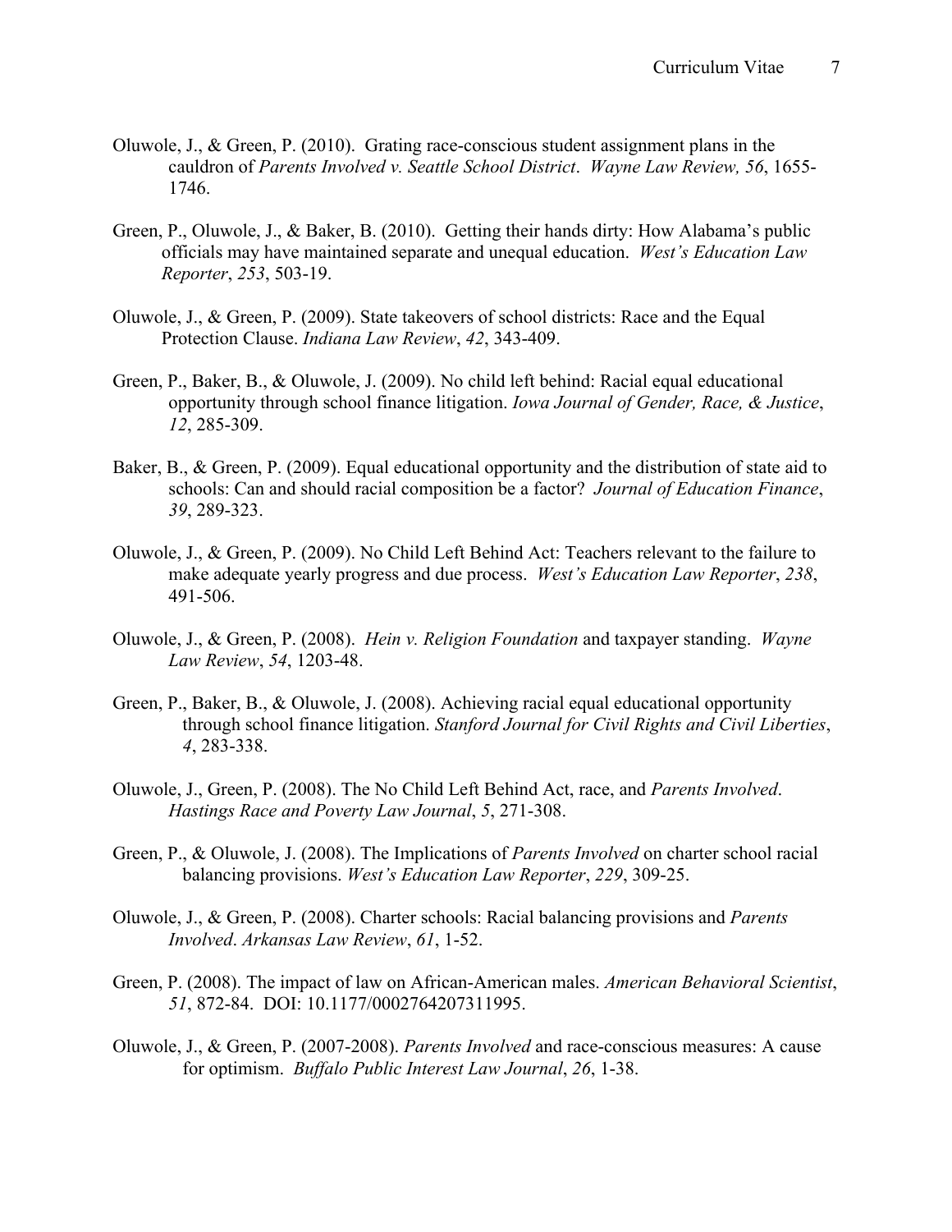Oluwole, J., & Green, P. (2010). Grating race-conscious student assignment plans in the cauldron of *Parents Involved v. Seattle School District*. *Wayne Law Review, 56*, 1655-1746.

Green, P., Oluwole, J., & Baker, B. (2010). Getting their hands dirty: How Alabama's public officials may have maintained separate and unequal education. *West's Education Law Reporter*, *253*, 503-19.

Oluwole, J., & Green, P. (2009). State takeovers of school districts: Race and the Equal Protection Clause. *Indiana Law Review*, *42*, 343-409.

Green, P., Baker, B., & Oluwole, J. (2009). No child left behind: Racial equal educational opportunity through school finance litigation. *Iowa Journal of Gender, Race, & Justice*, *12*, 285-309.

Baker, B., & Green, P. (2009). Equal educational opportunity and the distribution of state aid to schools: Can and should racial composition be a factor? *Journal of Education Finance*, *39*, 289-323.

Oluwole, J., & Green, P. (2009). No Child Left Behind Act: Teachers relevant to the failure to make adequate yearly progress and due process. *West's Education Law Reporter*, *238*, 491-506.

Oluwole, J., & Green, P. (2008). *Hein v. Religion Foundation* and taxpayer standing. *Wayne Law Review*, *54*, 1203-48.

Green, P., Baker, B., & Oluwole, J. (2008). Achieving racial equal educational opportunity through school finance litigation. *Stanford Journal for Civil Rights and Civil Liberties*, *4*, 283-338.

Oluwole, J., Green, P. (2008). The No Child Left Behind Act, race, and *Parents Involved*. *Hastings Race and Poverty Law Journal*, *5*, 271-308.

Green, P., & Oluwole, J. (2008). The Implications of *Parents Involved* on charter school racial balancing provisions. *West's Education Law Reporter*, *229*, 309-25.

Oluwole, J., & Green, P. (2008). Charter schools: Racial balancing provisions and *Parents Involved*. *Arkansas Law Review*, *61*, 1-52.

Green, P. (2008). The impact of law on African-American males. *American Behavioral Scientist*, *51*, 872-84. DOI: 10.1177/0002764207311995.

Oluwole, J., & Green, P. (2007-2008). *Parents Involved* and race-conscious measures: A cause for optimism. *Buffalo Public Interest Law Journal*, *26*, 1-38.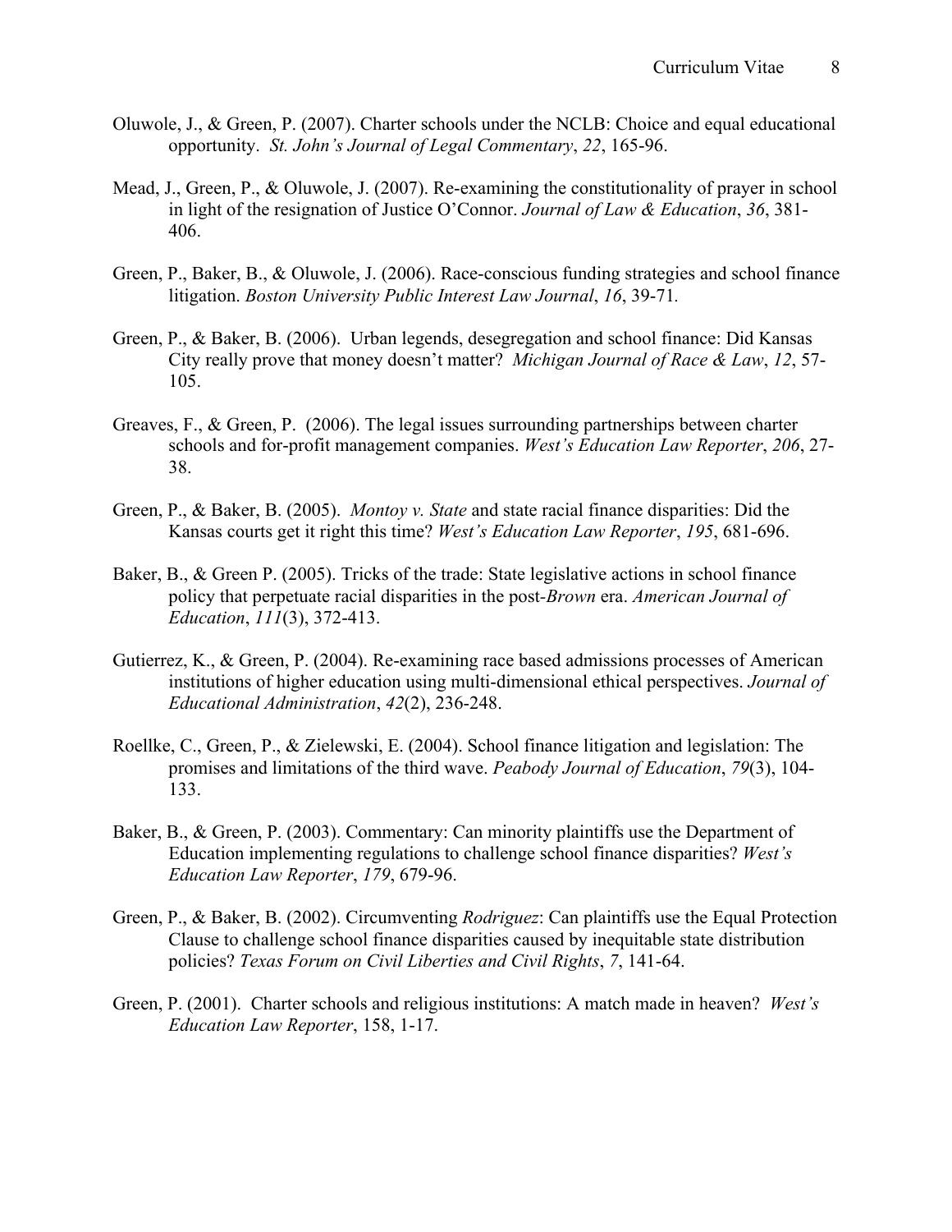Oluwole, J., & Green, P. (2007). Charter schools under the NCLB: Choice and equal educational opportunity. *St. John's Journal of Legal Commentary*, *22*, 165-96.

Mead, J., Green, P., & Oluwole, J. (2007). Re-examining the constitutionality of prayer in school in light of the resignation of Justice O'Connor. *Journal of Law & Education*, *36*, 381-406.

Green, P., Baker, B., & Oluwole, J. (2006). Race-conscious funding strategies and school finance litigation. *Boston University Public Interest Law Journal*, *16*, 39-71.

Green, P., & Baker, B. (2006). Urban legends, desegregation and school finance: Did Kansas City really prove that money doesn't matter? *Michigan Journal of Race & Law*, *12*, 57-105.

Greaves, F., & Green, P. (2006). The legal issues surrounding partnerships between charter schools and for-profit management companies. *West's Education Law Reporter*, *206*, 27-38.

Green, P., & Baker, B. (2005). *Montoy v. State* and state racial finance disparities: Did the Kansas courts get it right this time? *West's Education Law Reporter*, *195*, 681-696.

Baker, B., & Green P. (2005). Tricks of the trade: State legislative actions in school finance policy that perpetuate racial disparities in the post-*Brown* era. *American Journal of Education*, *111*(3), 372-413.

Gutierrez, K., & Green, P. (2004). Re-examining race based admissions processes of American institutions of higher education using multi-dimensional ethical perspectives. *Journal of Educational Administration*, *42*(2), 236-248.

Roellke, C., Green, P., & Zielewski, E. (2004). School finance litigation and legislation: The promises and limitations of the third wave. *Peabody Journal of Education*, *79*(3), 104-133.

Baker, B., & Green, P. (2003). Commentary: Can minority plaintiffs use the Department of Education implementing regulations to challenge school finance disparities? *West's Education Law Reporter*, *179*, 679-96.

Green, P., & Baker, B. (2002). Circumventing *Rodriguez*: Can plaintiffs use the Equal Protection Clause to challenge school finance disparities caused by inequitable state distribution policies? *Texas Forum on Civil Liberties and Civil Rights*, *7*, 141-64.

Green, P. (2001). Charter schools and religious institutions: A match made in heaven? *West's Education Law Reporter*, 158, 1-17.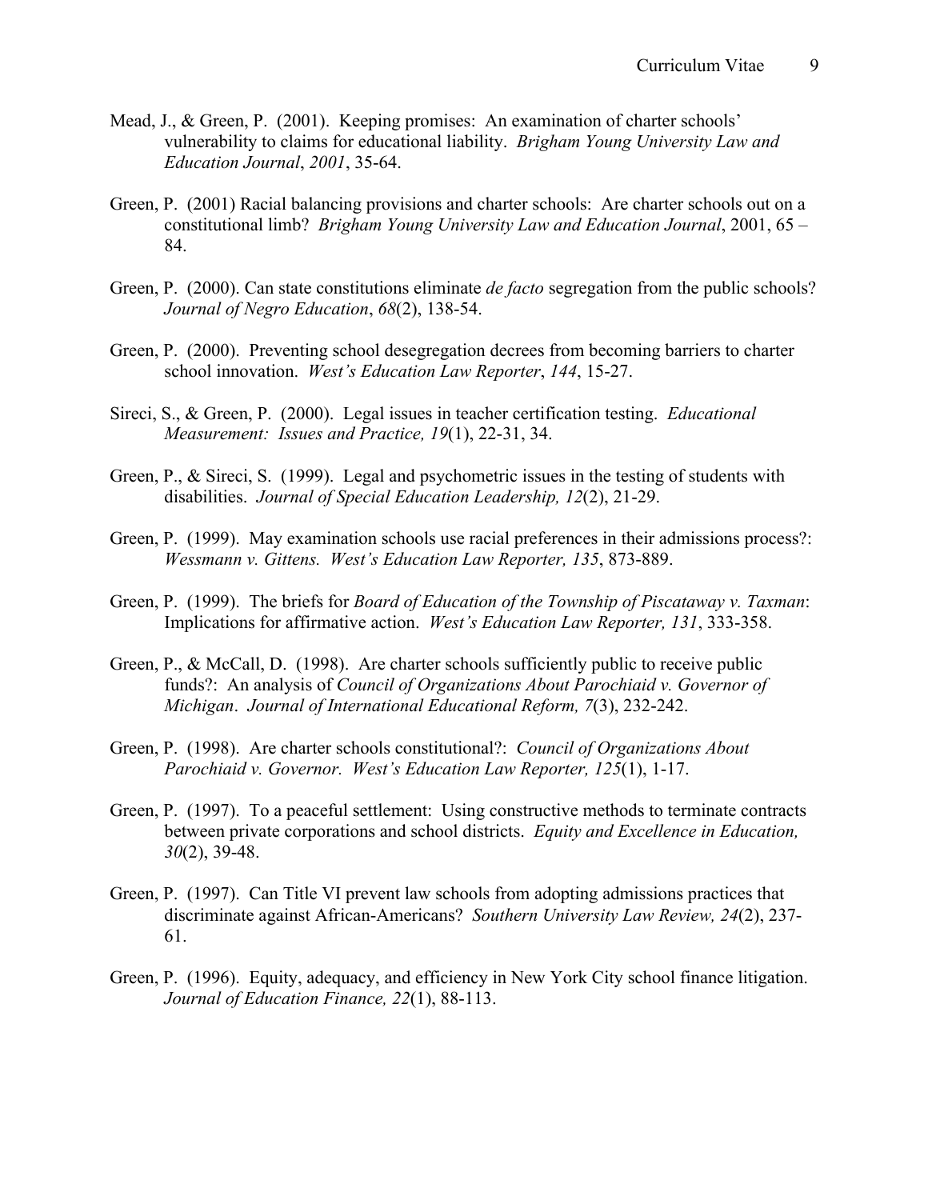Mead, J., & Green, P. (2001). Keeping promises: An examination of charter schools' vulnerability to claims for educational liability. *Brigham Young University Law and Education Journal*, *2001*, 35-64.

Green, P. (2001) Racial balancing provisions and charter schools: Are charter schools out on a constitutional limb? *Brigham Young University Law and Education Journal*, 2001, 65 – 84.

Green, P. (2000). Can state constitutions eliminate *de facto* segregation from the public schools? *Journal of Negro Education*, *68*(2), 138-54.

Green, P. (2000). Preventing school desegregation decrees from becoming barriers to charter school innovation. *West's Education Law Reporter*, *144*, 15-27.

Sireci, S., & Green, P. (2000). Legal issues in teacher certification testing. *Educational Measurement: Issues and Practice, 19*(1), 22-31, 34.

Green, P., & Sireci, S. (1999). Legal and psychometric issues in the testing of students with disabilities. *Journal of Special Education Leadership, 12*(2), 21-29.

Green, P. (1999). May examination schools use racial preferences in their admissions process?: *Wessmann v. Gittens. West's Education Law Reporter, 135*, 873-889.

Green, P. (1999). The briefs for *Board of Education of the Township of Piscataway v. Taxman*: Implications for affirmative action. *West's Education Law Reporter, 131*, 333-358.

Green, P., & McCall, D. (1998). Are charter schools sufficiently public to receive public funds?: An analysis of *Council of Organizations About Parochiaid v. Governor of Michigan*. *Journal of International Educational Reform, 7*(3), 232-242.

Green, P. (1998). Are charter schools constitutional?: *Council of Organizations About Parochiaid v. Governor. West's Education Law Reporter, 125*(1), 1-17.

Green, P. (1997). To a peaceful settlement: Using constructive methods to terminate contracts between private corporations and school districts. *Equity and Excellence in Education, 30*(2), 39-48.

Green, P. (1997). Can Title VI prevent law schools from adopting admissions practices that discriminate against African-Americans? *Southern University Law Review, 24*(2), 237-61.

Green, P. (1996). Equity, adequacy, and efficiency in New York City school finance litigation. *Journal of Education Finance, 22*(1), 88-113.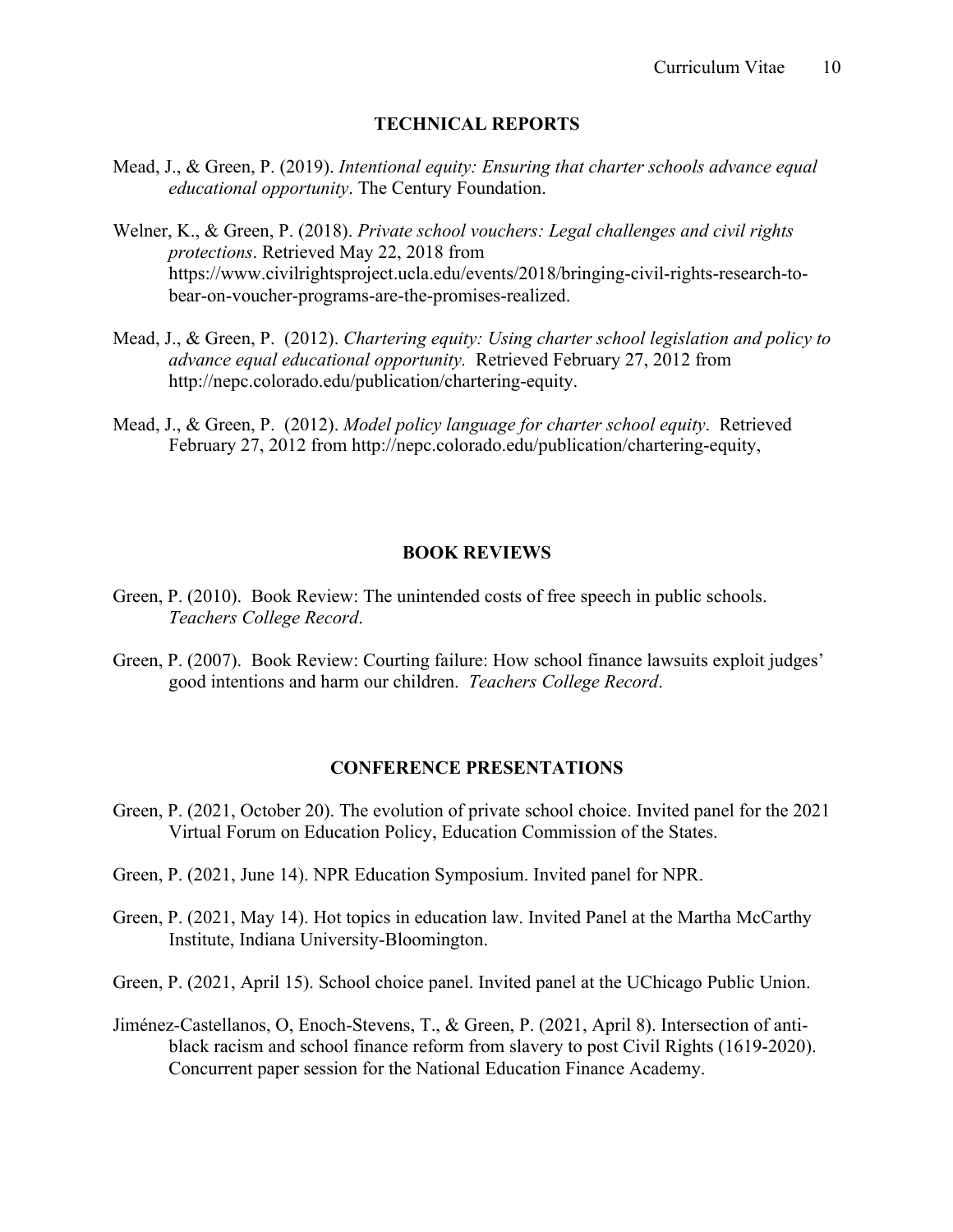## TECHNICAL REPORTS

Mead, J., & Green, P. (2019). *Intentional equity: Ensuring that charter schools advance equal educational opportunity*. The Century Foundation.

Welner, K., & Green, P. (2018). *Private school vouchers: Legal challenges and civil rights protections*. Retrieved May 22, 2018 from https://www.civilrightsproject.ucla.edu/events/2018/bringing-civil-rights-research-to-bear-on-voucher-programs-are-the-promises-realized.

Mead, J., & Green, P. (2012). *Chartering equity: Using charter school legislation and policy to advance equal educational opportunity.* Retrieved February 27, 2012 from http://nepc.colorado.edu/publication/chartering-equity.

Mead, J., & Green, P. (2012). *Model policy language for charter school equity*. Retrieved February 27, 2012 from http://nepc.colorado.edu/publication/chartering-equity,

## BOOK REVIEWS

Green, P. (2010). Book Review: The unintended costs of free speech in public schools. *Teachers College Record*.

Green, P. (2007). Book Review: Courting failure: How school finance lawsuits exploit judges' good intentions and harm our children. *Teachers College Record*.

## CONFERENCE PRESENTATIONS

Green, P. (2021, October 20). The evolution of private school choice. Invited panel for the 2021 Virtual Forum on Education Policy, Education Commission of the States.

Green, P. (2021, June 14). NPR Education Symposium. Invited panel for NPR.

Green, P. (2021, May 14). Hot topics in education law. Invited Panel at the Martha McCarthy Institute, Indiana University-Bloomington.

Green, P. (2021, April 15). School choice panel. Invited panel at the UChicago Public Union.

Jiménez-Castellanos, O, Enoch-Stevens, T., & Green, P. (2021, April 8). Intersection of anti-black racism and school finance reform from slavery to post Civil Rights (1619-2020). Concurrent paper session for the National Education Finance Academy.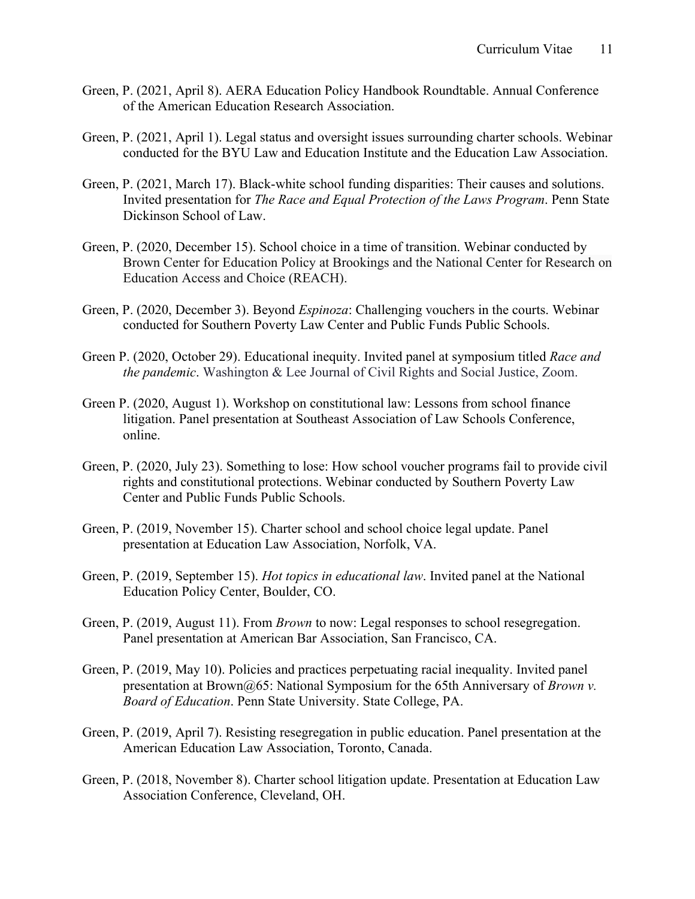Green, P. (2021, April 8). AERA Education Policy Handbook Roundtable. Annual Conference of the American Education Research Association.

Green, P. (2021, April 1). Legal status and oversight issues surrounding charter schools. Webinar conducted for the BYU Law and Education Institute and the Education Law Association.

Green, P. (2021, March 17). Black-white school funding disparities: Their causes and solutions. Invited presentation for *The Race and Equal Protection of the Laws Program*. Penn State Dickinson School of Law.

Green, P. (2020, December 15). School choice in a time of transition. Webinar conducted by Brown Center for Education Policy at Brookings and the National Center for Research on Education Access and Choice (REACH).

Green, P. (2020, December 3). Beyond *Espinoza*: Challenging vouchers in the courts. Webinar conducted for Southern Poverty Law Center and Public Funds Public Schools.

Green P. (2020, October 29). Educational inequity. Invited panel at symposium titled *Race and the pandemic*. Washington & Lee Journal of Civil Rights and Social Justice, Zoom.

Green P. (2020, August 1). Workshop on constitutional law: Lessons from school finance litigation. Panel presentation at Southeast Association of Law Schools Conference, online.

Green, P. (2020, July 23). Something to lose: How school voucher programs fail to provide civil rights and constitutional protections. Webinar conducted by Southern Poverty Law Center and Public Funds Public Schools.

Green, P. (2019, November 15). Charter school and school choice legal update. Panel presentation at Education Law Association, Norfolk, VA.

Green, P. (2019, September 15). *Hot topics in educational law*. Invited panel at the National Education Policy Center, Boulder, CO.

Green, P. (2019, August 11). From *Brown* to now: Legal responses to school resegregation. Panel presentation at American Bar Association, San Francisco, CA.

Green, P. (2019, May 10). Policies and practices perpetuating racial inequality. Invited panel presentation at Brown@65: National Symposium for the 65th Anniversary of *Brown v. Board of Education*. Penn State University. State College, PA.

Green, P. (2019, April 7). Resisting resegregation in public education. Panel presentation at the American Education Law Association, Toronto, Canada.

Green, P. (2018, November 8). Charter school litigation update. Presentation at Education Law Association Conference, Cleveland, OH.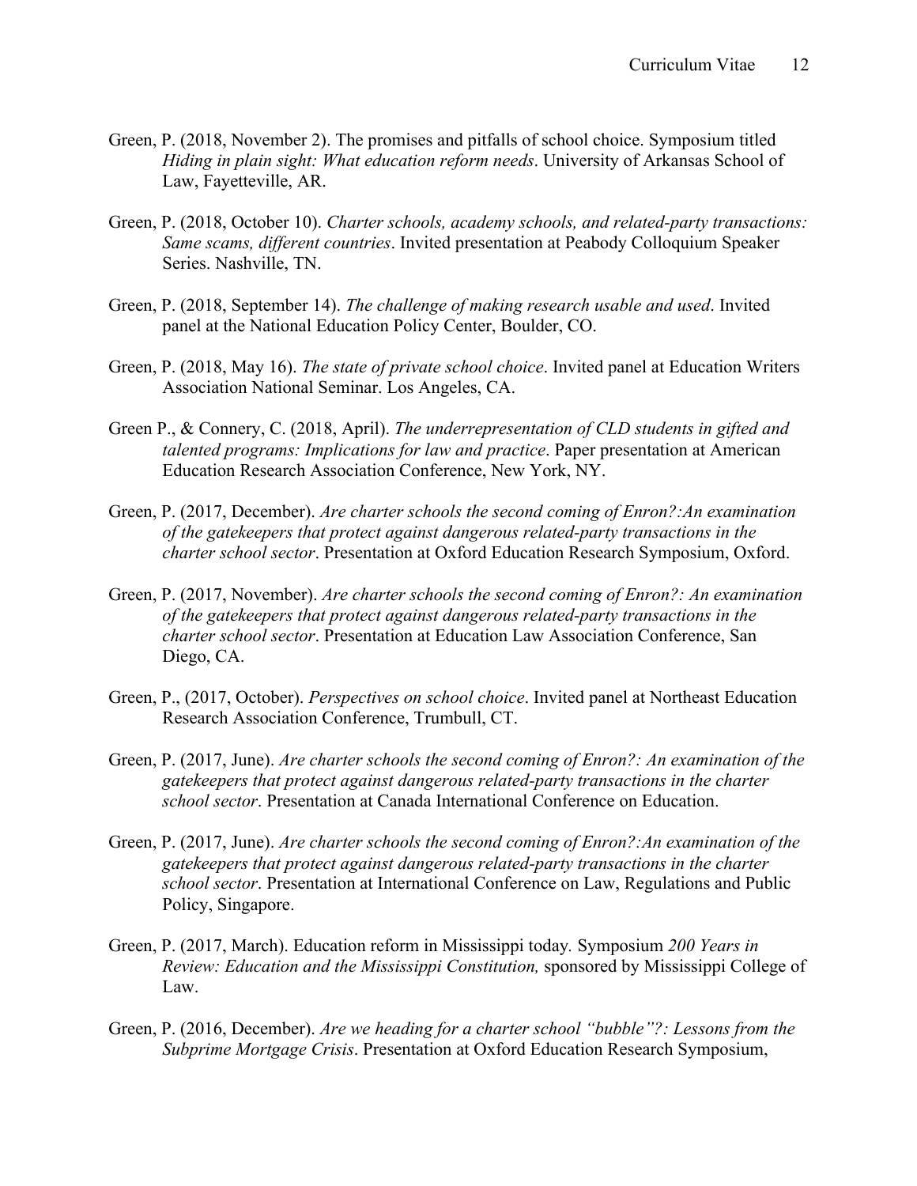Green, P. (2018, November 2). The promises and pitfalls of school choice. Symposium titled *Hiding in plain sight: What education reform needs*. University of Arkansas School of Law, Fayetteville, AR.

Green, P. (2018, October 10). *Charter schools, academy schools, and related-party transactions: Same scams, different countries*. Invited presentation at Peabody Colloquium Speaker Series. Nashville, TN.

Green, P. (2018, September 14). *The challenge of making research usable and used*. Invited panel at the National Education Policy Center, Boulder, CO.

Green, P. (2018, May 16). *The state of private school choice*. Invited panel at Education Writers Association National Seminar. Los Angeles, CA.

Green P., & Connery, C. (2018, April). *The underrepresentation of CLD students in gifted and talented programs: Implications for law and practice*. Paper presentation at American Education Research Association Conference, New York, NY.

Green, P. (2017, December). *Are charter schools the second coming of Enron?:An examination of the gatekeepers that protect against dangerous related-party transactions in the charter school sector*. Presentation at Oxford Education Research Symposium, Oxford.

Green, P. (2017, November). *Are charter schools the second coming of Enron?: An examination of the gatekeepers that protect against dangerous related-party transactions in the charter school sector*. Presentation at Education Law Association Conference, San Diego, CA.

Green, P., (2017, October). *Perspectives on school choice*. Invited panel at Northeast Education Research Association Conference, Trumbull, CT.

Green, P. (2017, June). *Are charter schools the second coming of Enron?: An examination of the gatekeepers that protect against dangerous related-party transactions in the charter school sector*. Presentation at Canada International Conference on Education.

Green, P. (2017, June). *Are charter schools the second coming of Enron?:An examination of the gatekeepers that protect against dangerous related-party transactions in the charter school sector*. Presentation at International Conference on Law, Regulations and Public Policy, Singapore.

Green, P. (2017, March). Education reform in Mississippi today*.* Symposium *200 Years in Review: Education and the Mississippi Constitution,* sponsored by Mississippi College of Law.

Green, P. (2016, December). *Are we heading for a charter school "bubble"?: Lessons from the Subprime Mortgage Crisis*. Presentation at Oxford Education Research Symposium,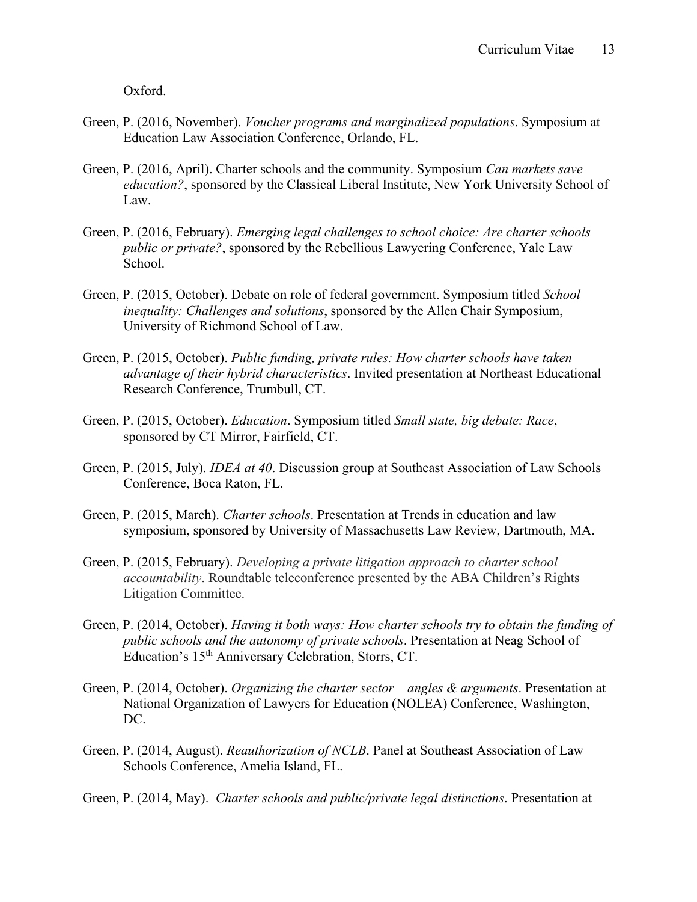Oxford.

Green, P. (2016, November). *Voucher programs and marginalized populations*. Symposium at Education Law Association Conference, Orlando, FL.

Green, P. (2016, April). Charter schools and the community. Symposium *Can markets save education?*, sponsored by the Classical Liberal Institute, New York University School of Law.

Green, P. (2016, February). *Emerging legal challenges to school choice: Are charter schools public or private?*, sponsored by the Rebellious Lawyering Conference, Yale Law School.

Green, P. (2015, October). Debate on role of federal government. Symposium titled *School inequality: Challenges and solutions*, sponsored by the Allen Chair Symposium, University of Richmond School of Law.

Green, P. (2015, October). *Public funding, private rules: How charter schools have taken advantage of their hybrid characteristics*. Invited presentation at Northeast Educational Research Conference, Trumbull, CT.

Green, P. (2015, October). *Education*. Symposium titled *Small state, big debate: Race*, sponsored by CT Mirror, Fairfield, CT.

Green, P. (2015, July). *IDEA at 40*. Discussion group at Southeast Association of Law Schools Conference, Boca Raton, FL.

Green, P. (2015, March). *Charter schools*. Presentation at Trends in education and law symposium, sponsored by University of Massachusetts Law Review, Dartmouth, MA.

Green, P. (2015, February). *Developing a private litigation approach to charter school accountability*. Roundtable teleconference presented by the ABA Children's Rights Litigation Committee.

Green, P. (2014, October). *Having it both ways: How charter schools try to obtain the funding of public schools and the autonomy of private schools*. Presentation at Neag School of Education's 15th Anniversary Celebration, Storrs, CT.

Green, P. (2014, October). *Organizing the charter sector – angles & arguments*. Presentation at National Organization of Lawyers for Education (NOLEA) Conference, Washington, DC.

Green, P. (2014, August). *Reauthorization of NCLB*. Panel at Southeast Association of Law Schools Conference, Amelia Island, FL.

Green, P. (2014, May). *Charter schools and public/private legal distinctions*. Presentation at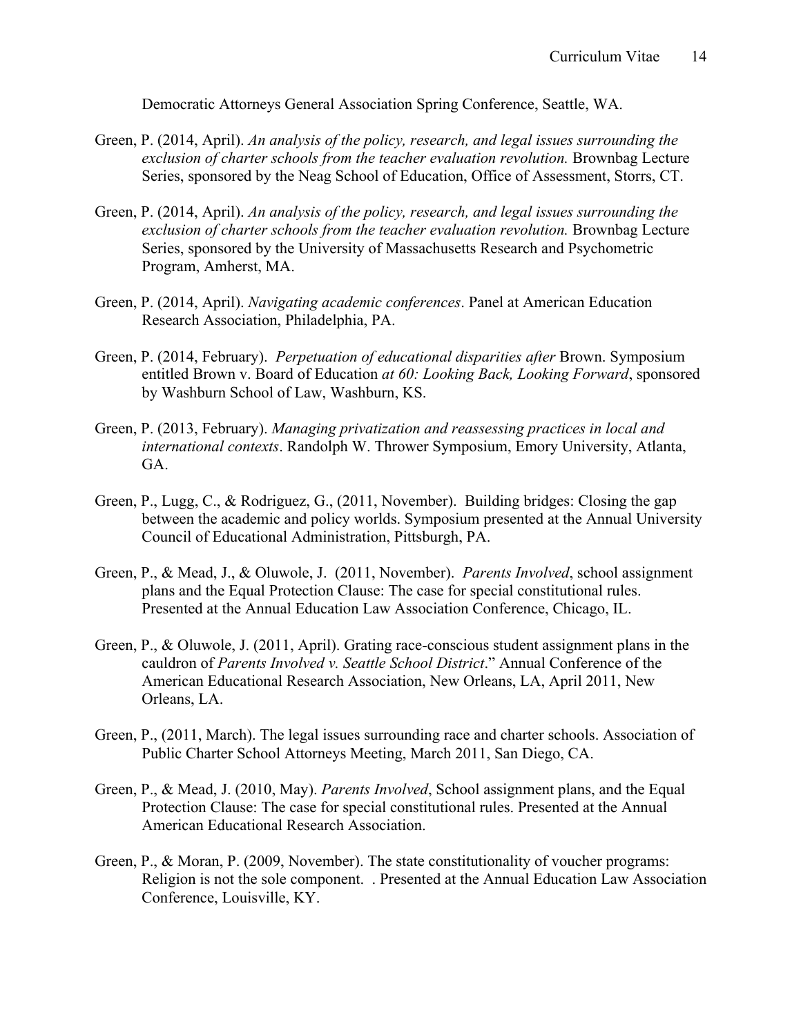Democratic Attorneys General Association Spring Conference, Seattle, WA.

Green, P. (2014, April). *An analysis of the policy, research, and legal issues surrounding the exclusion of charter schools from the teacher evaluation revolution.* Brownbag Lecture Series, sponsored by the Neag School of Education, Office of Assessment, Storrs, CT.

Green, P. (2014, April). *An analysis of the policy, research, and legal issues surrounding the exclusion of charter schools from the teacher evaluation revolution.* Brownbag Lecture Series, sponsored by the University of Massachusetts Research and Psychometric Program, Amherst, MA.

Green, P. (2014, April). *Navigating academic conferences*. Panel at American Education Research Association, Philadelphia, PA.

Green, P. (2014, February). *Perpetuation of educational disparities after* Brown. Symposium entitled Brown v. Board of Education *at 60: Looking Back, Looking Forward*, sponsored by Washburn School of Law, Washburn, KS.

Green, P. (2013, February). *Managing privatization and reassessing practices in local and international contexts*. Randolph W. Thrower Symposium, Emory University, Atlanta, GA.

Green, P., Lugg, C., & Rodriguez, G., (2011, November). Building bridges: Closing the gap between the academic and policy worlds. Symposium presented at the Annual University Council of Educational Administration, Pittsburgh, PA.

Green, P., & Mead, J., & Oluwole, J. (2011, November). *Parents Involved*, school assignment plans and the Equal Protection Clause: The case for special constitutional rules. Presented at the Annual Education Law Association Conference, Chicago, IL.

Green, P., & Oluwole, J. (2011, April). Grating race-conscious student assignment plans in the cauldron of *Parents Involved v. Seattle School District*." Annual Conference of the American Educational Research Association, New Orleans, LA, April 2011, New Orleans, LA.

Green, P., (2011, March). The legal issues surrounding race and charter schools. Association of Public Charter School Attorneys Meeting, March 2011, San Diego, CA.

Green, P., & Mead, J. (2010, May). *Parents Involved*, School assignment plans, and the Equal Protection Clause: The case for special constitutional rules. Presented at the Annual American Educational Research Association.

Green, P., & Moran, P. (2009, November). The state constitutionality of voucher programs: Religion is not the sole component. . Presented at the Annual Education Law Association Conference, Louisville, KY.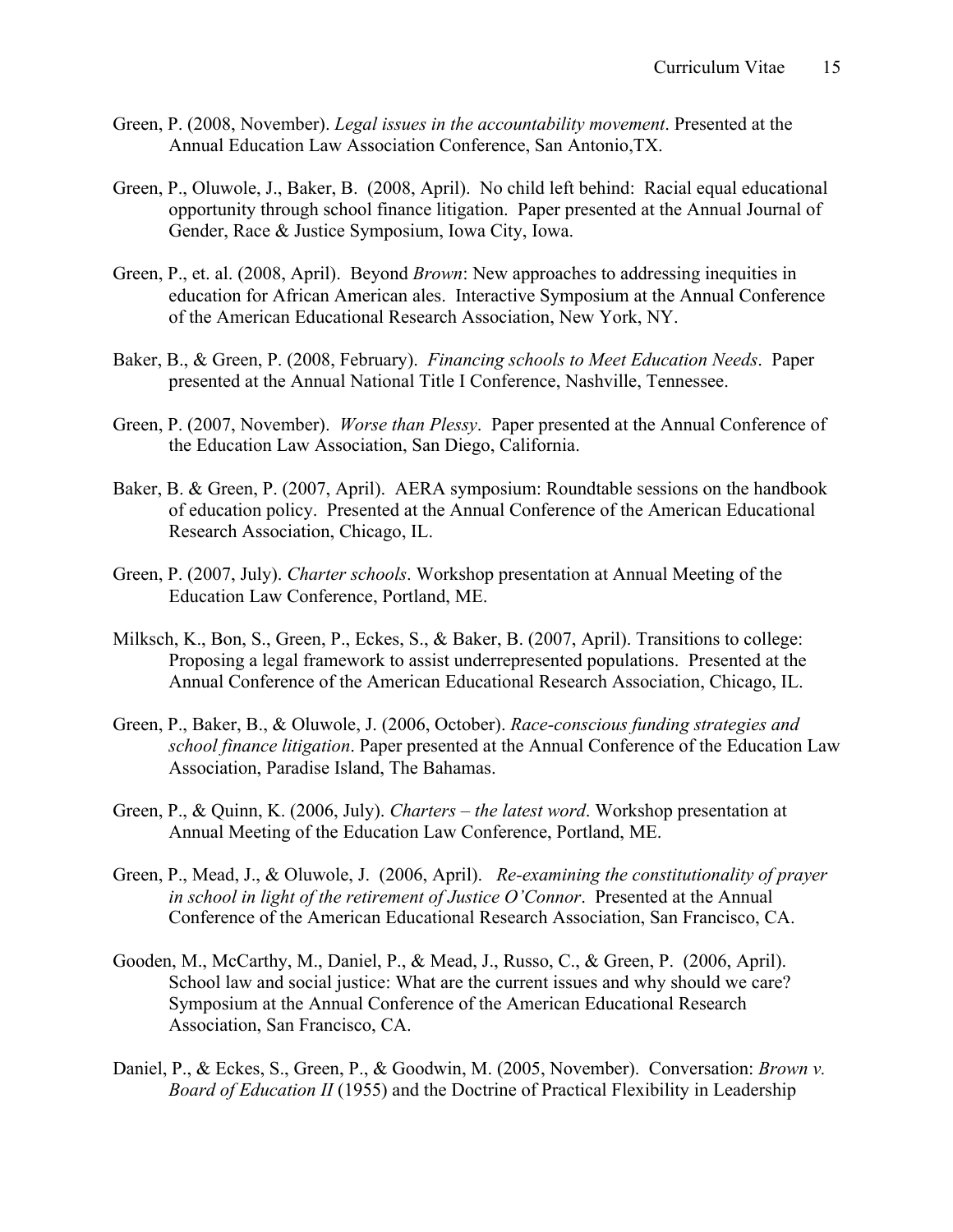Green, P. (2008, November). *Legal issues in the accountability movement*. Presented at the Annual Education Law Association Conference, San Antonio,TX.

Green, P., Oluwole, J., Baker, B. (2008, April). No child left behind: Racial equal educational opportunity through school finance litigation. Paper presented at the Annual Journal of Gender, Race & Justice Symposium, Iowa City, Iowa.

Green, P., et. al. (2008, April). Beyond *Brown*: New approaches to addressing inequities in education for African American ales. Interactive Symposium at the Annual Conference of the American Educational Research Association, New York, NY.

Baker, B., & Green, P. (2008, February). *Financing schools to Meet Education Needs*. Paper presented at the Annual National Title I Conference, Nashville, Tennessee.

Green, P. (2007, November). *Worse than Plessy*. Paper presented at the Annual Conference of the Education Law Association, San Diego, California.

Baker, B. & Green, P. (2007, April). AERA symposium: Roundtable sessions on the handbook of education policy. Presented at the Annual Conference of the American Educational Research Association, Chicago, IL.

Green, P. (2007, July). *Charter schools*. Workshop presentation at Annual Meeting of the Education Law Conference, Portland, ME.

Milksch, K., Bon, S., Green, P., Eckes, S., & Baker, B. (2007, April). Transitions to college: Proposing a legal framework to assist underrepresented populations. Presented at the Annual Conference of the American Educational Research Association, Chicago, IL.

Green, P., Baker, B., & Oluwole, J. (2006, October). *Race-conscious funding strategies and school finance litigation*. Paper presented at the Annual Conference of the Education Law Association, Paradise Island, The Bahamas.

Green, P., & Quinn, K. (2006, July). *Charters – the latest word*. Workshop presentation at Annual Meeting of the Education Law Conference, Portland, ME.

Green, P., Mead, J., & Oluwole, J. (2006, April). *Re-examining the constitutionality of prayer in school in light of the retirement of Justice O'Connor*. Presented at the Annual Conference of the American Educational Research Association, San Francisco, CA.

Gooden, M., McCarthy, M., Daniel, P., & Mead, J., Russo, C., & Green, P. (2006, April). School law and social justice: What are the current issues and why should we care? Symposium at the Annual Conference of the American Educational Research Association, San Francisco, CA.

Daniel, P., & Eckes, S., Green, P., & Goodwin, M. (2005, November). Conversation: *Brown v. Board of Education II* (1955) and the Doctrine of Practical Flexibility in Leadership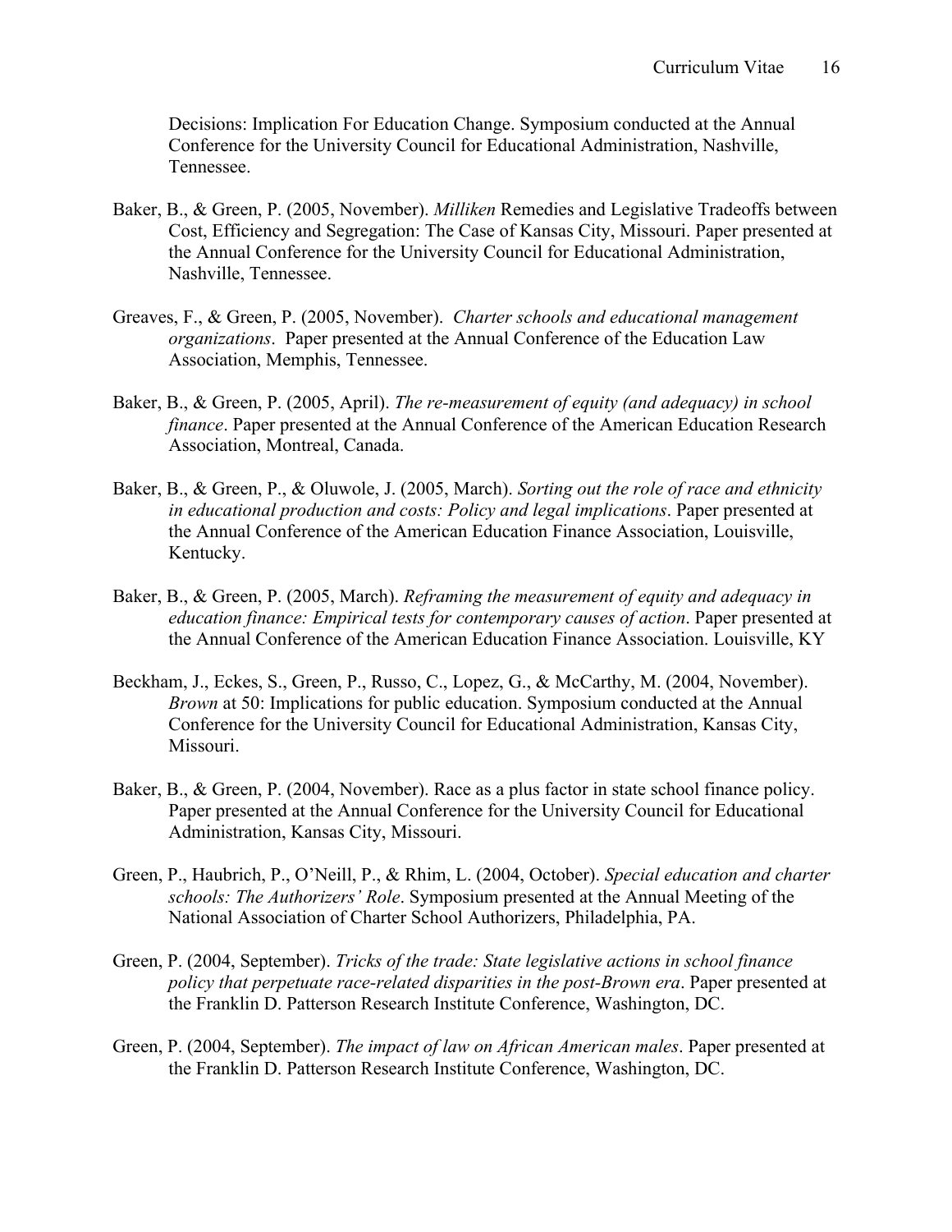Decisions: Implication For Education Change. Symposium conducted at the Annual Conference for the University Council for Educational Administration, Nashville, Tennessee.

Baker, B., & Green, P. (2005, November). *Milliken* Remedies and Legislative Tradeoffs between Cost, Efficiency and Segregation: The Case of Kansas City, Missouri. Paper presented at the Annual Conference for the University Council for Educational Administration, Nashville, Tennessee.

Greaves, F., & Green, P. (2005, November). *Charter schools and educational management organizations*. Paper presented at the Annual Conference of the Education Law Association, Memphis, Tennessee.

Baker, B., & Green, P. (2005, April). *The re-measurement of equity (and adequacy) in school finance*. Paper presented at the Annual Conference of the American Education Research Association, Montreal, Canada.

Baker, B., & Green, P., & Oluwole, J. (2005, March). *Sorting out the role of race and ethnicity in educational production and costs: Policy and legal implications*. Paper presented at the Annual Conference of the American Education Finance Association, Louisville, Kentucky.

Baker, B., & Green, P. (2005, March). *Reframing the measurement of equity and adequacy in education finance: Empirical tests for contemporary causes of action*. Paper presented at the Annual Conference of the American Education Finance Association. Louisville, KY

Beckham, J., Eckes, S., Green, P., Russo, C., Lopez, G., & McCarthy, M. (2004, November). *Brown* at 50: Implications for public education. Symposium conducted at the Annual Conference for the University Council for Educational Administration, Kansas City, Missouri.

Baker, B., & Green, P. (2004, November). Race as a plus factor in state school finance policy. Paper presented at the Annual Conference for the University Council for Educational Administration, Kansas City, Missouri.

Green, P., Haubrich, P., O'Neill, P., & Rhim, L. (2004, October). *Special education and charter schools: The Authorizers' Role*. Symposium presented at the Annual Meeting of the National Association of Charter School Authorizers, Philadelphia, PA.

Green, P. (2004, September). *Tricks of the trade: State legislative actions in school finance policy that perpetuate race-related disparities in the post-Brown era*. Paper presented at the Franklin D. Patterson Research Institute Conference, Washington, DC.

Green, P. (2004, September). *The impact of law on African American males*. Paper presented at the Franklin D. Patterson Research Institute Conference, Washington, DC.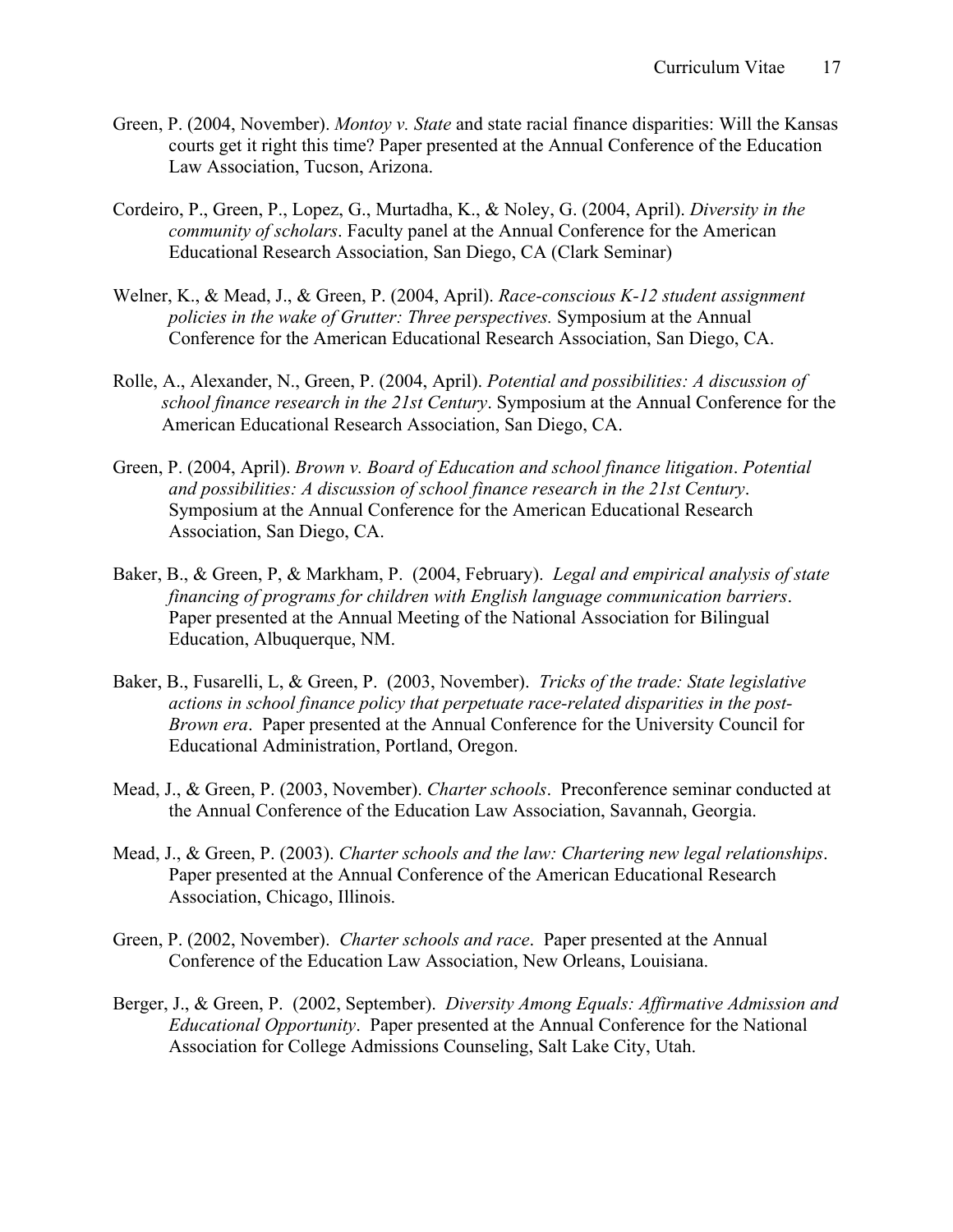Green, P. (2004, November). *Montoy v. State* and state racial finance disparities: Will the Kansas courts get it right this time? Paper presented at the Annual Conference of the Education Law Association, Tucson, Arizona.

Cordeiro, P., Green, P., Lopez, G., Murtadha, K., & Noley, G. (2004, April). *Diversity in the community of scholars*. Faculty panel at the Annual Conference for the American Educational Research Association, San Diego, CA (Clark Seminar)

Welner, K., & Mead, J., & Green, P. (2004, April). *Race-conscious K-12 student assignment policies in the wake of Grutter: Three perspectives.* Symposium at the Annual Conference for the American Educational Research Association, San Diego, CA.

Rolle, A., Alexander, N., Green, P. (2004, April). *Potential and possibilities: A discussion of school finance research in the 21st Century*. Symposium at the Annual Conference for the American Educational Research Association, San Diego, CA.

Green, P. (2004, April). *Brown v. Board of Education and school finance litigation*. *Potential and possibilities: A discussion of school finance research in the 21st Century*. Symposium at the Annual Conference for the American Educational Research Association, San Diego, CA.

Baker, B., & Green, P, & Markham, P. (2004, February). *Legal and empirical analysis of state financing of programs for children with English language communication barriers*. Paper presented at the Annual Meeting of the National Association for Bilingual Education, Albuquerque, NM.

Baker, B., Fusarelli, L, & Green, P. (2003, November). *Tricks of the trade: State legislative actions in school finance policy that perpetuate race-related disparities in the post-Brown era*. Paper presented at the Annual Conference for the University Council for Educational Administration, Portland, Oregon.

Mead, J., & Green, P. (2003, November). *Charter schools*. Preconference seminar conducted at the Annual Conference of the Education Law Association, Savannah, Georgia.

Mead, J., & Green, P. (2003). *Charter schools and the law: Chartering new legal relationships*. Paper presented at the Annual Conference of the American Educational Research Association, Chicago, Illinois.

Green, P. (2002, November). *Charter schools and race*. Paper presented at the Annual Conference of the Education Law Association, New Orleans, Louisiana.

Berger, J., & Green, P. (2002, September). *Diversity Among Equals: Affirmative Admission and Educational Opportunity*. Paper presented at the Annual Conference for the National Association for College Admissions Counseling, Salt Lake City, Utah.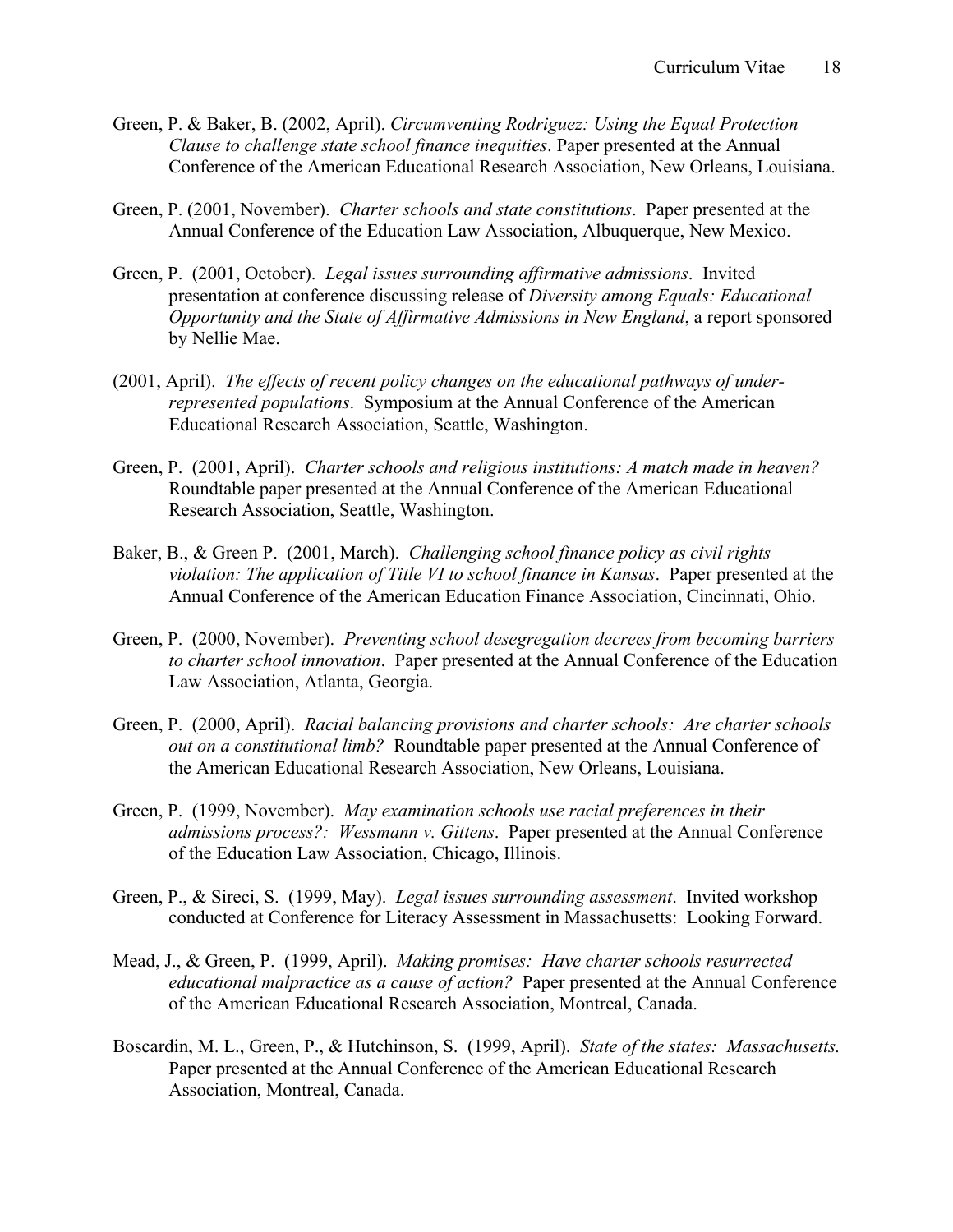Green, P. & Baker, B. (2002, April). *Circumventing Rodriguez: Using the Equal Protection Clause to challenge state school finance inequities*. Paper presented at the Annual Conference of the American Educational Research Association, New Orleans, Louisiana.

Green, P. (2001, November). *Charter schools and state constitutions*. Paper presented at the Annual Conference of the Education Law Association, Albuquerque, New Mexico.

Green, P. (2001, October). *Legal issues surrounding affirmative admissions*. Invited presentation at conference discussing release of *Diversity among Equals: Educational Opportunity and the State of Affirmative Admissions in New England*, a report sponsored by Nellie Mae.

(2001, April). *The effects of recent policy changes on the educational pathways of under-represented populations*. Symposium at the Annual Conference of the American Educational Research Association, Seattle, Washington.

Green, P. (2001, April). *Charter schools and religious institutions: A match made in heaven?* Roundtable paper presented at the Annual Conference of the American Educational Research Association, Seattle, Washington.

Baker, B., & Green P. (2001, March). *Challenging school finance policy as civil rights violation: The application of Title VI to school finance in Kansas*. Paper presented at the Annual Conference of the American Education Finance Association, Cincinnati, Ohio.

Green, P. (2000, November). *Preventing school desegregation decrees from becoming barriers to charter school innovation*. Paper presented at the Annual Conference of the Education Law Association, Atlanta, Georgia.

Green, P. (2000, April). *Racial balancing provisions and charter schools: Are charter schools out on a constitutional limb?* Roundtable paper presented at the Annual Conference of the American Educational Research Association, New Orleans, Louisiana.

Green, P. (1999, November). *May examination schools use racial preferences in their admissions process?: Wessmann v. Gittens*. Paper presented at the Annual Conference of the Education Law Association, Chicago, Illinois.

Green, P., & Sireci, S. (1999, May). *Legal issues surrounding assessment*. Invited workshop conducted at Conference for Literacy Assessment in Massachusetts: Looking Forward.

Mead, J., & Green, P. (1999, April). *Making promises: Have charter schools resurrected educational malpractice as a cause of action?* Paper presented at the Annual Conference of the American Educational Research Association, Montreal, Canada.

Boscardin, M. L., Green, P., & Hutchinson, S. (1999, April). *State of the states: Massachusetts.* Paper presented at the Annual Conference of the American Educational Research Association, Montreal, Canada.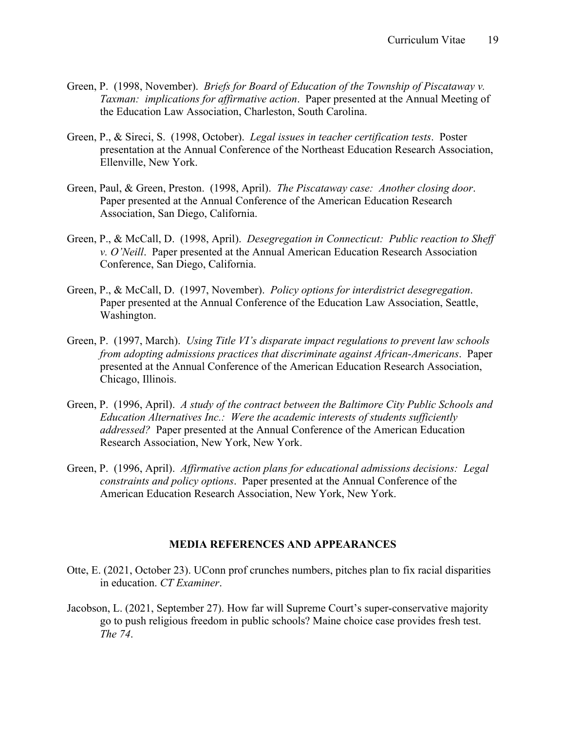Green, P. (1998, November). *Briefs for Board of Education of the Township of Piscataway v. Taxman: implications for affirmative action*. Paper presented at the Annual Meeting of the Education Law Association, Charleston, South Carolina.

Green, P., & Sireci, S. (1998, October). *Legal issues in teacher certification tests*. Poster presentation at the Annual Conference of the Northeast Education Research Association, Ellenville, New York.

Green, Paul, & Green, Preston. (1998, April). *The Piscataway case: Another closing door*. Paper presented at the Annual Conference of the American Education Research Association, San Diego, California.

Green, P., & McCall, D. (1998, April). *Desegregation in Connecticut: Public reaction to Sheff v. O'Neill*. Paper presented at the Annual American Education Research Association Conference, San Diego, California.

Green, P., & McCall, D. (1997, November). *Policy options for interdistrict desegregation*. Paper presented at the Annual Conference of the Education Law Association, Seattle, Washington.

Green, P. (1997, March). *Using Title VI's disparate impact regulations to prevent law schools from adopting admissions practices that discriminate against African-Americans*. Paper presented at the Annual Conference of the American Education Research Association, Chicago, Illinois.

Green, P. (1996, April). *A study of the contract between the Baltimore City Public Schools and Education Alternatives Inc.: Were the academic interests of students sufficiently addressed?* Paper presented at the Annual Conference of the American Education Research Association, New York, New York.

Green, P. (1996, April). *Affirmative action plans for educational admissions decisions: Legal constraints and policy options*. Paper presented at the Annual Conference of the American Education Research Association, New York, New York.

## MEDIA REFERENCES AND APPEARANCES

Otte, E. (2021, October 23). UConn prof crunches numbers, pitches plan to fix racial disparities in education. *CT Examiner*.

Jacobson, L. (2021, September 27). How far will Supreme Court's super-conservative majority go to push religious freedom in public schools? Maine choice case provides fresh test. *The 74*.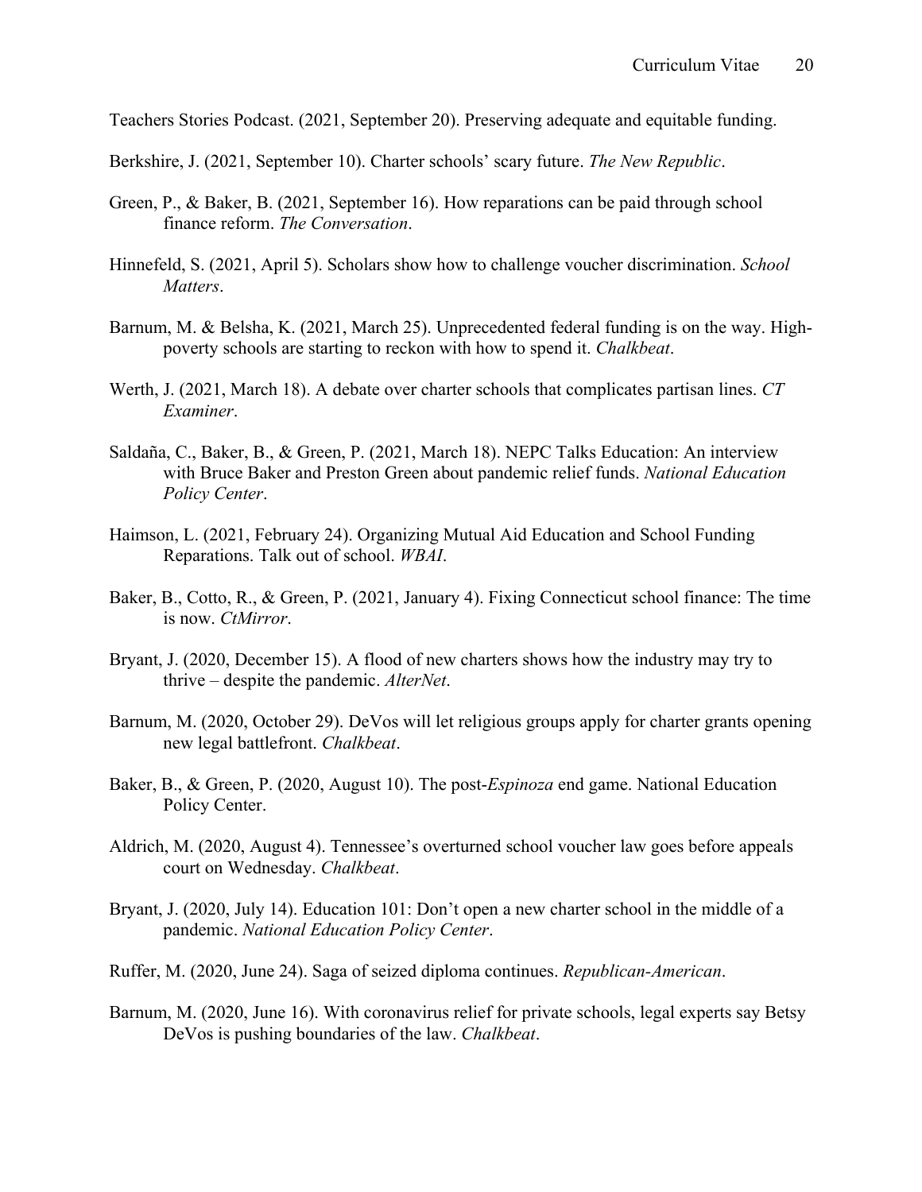Teachers Stories Podcast. (2021, September 20). Preserving adequate and equitable funding.

Berkshire, J. (2021, September 10). Charter schools' scary future. *The New Republic*.

Green, P., & Baker, B. (2021, September 16). How reparations can be paid through school finance reform. *The Conversation*.

Hinnefeld, S. (2021, April 5). Scholars show how to challenge voucher discrimination. *School Matters*.

Barnum, M. & Belsha, K. (2021, March 25). Unprecedented federal funding is on the way. High-poverty schools are starting to reckon with how to spend it. *Chalkbeat*.

Werth, J. (2021, March 18). A debate over charter schools that complicates partisan lines. *CT Examiner*.

Saldaña, C., Baker, B., & Green, P. (2021, March 18). NEPC Talks Education: An interview with Bruce Baker and Preston Green about pandemic relief funds. *National Education Policy Center*.

Haimson, L. (2021, February 24). Organizing Mutual Aid Education and School Funding Reparations. Talk out of school. *WBAI*.

Baker, B., Cotto, R., & Green, P. (2021, January 4). Fixing Connecticut school finance: The time is now. *CtMirror*.

Bryant, J. (2020, December 15). A flood of new charters shows how the industry may try to thrive – despite the pandemic. *AlterNet*.

Barnum, M. (2020, October 29). DeVos will let religious groups apply for charter grants opening new legal battlefront. *Chalkbeat*.

Baker, B., & Green, P. (2020, August 10). The post-*Espinoza* end game. National Education Policy Center.

Aldrich, M. (2020, August 4). Tennessee's overturned school voucher law goes before appeals court on Wednesday. *Chalkbeat*.

Bryant, J. (2020, July 14). Education 101: Don't open a new charter school in the middle of a pandemic. *National Education Policy Center*.

Ruffer, M. (2020, June 24). Saga of seized diploma continues. *Republican-American*.

Barnum, M. (2020, June 16). With coronavirus relief for private schools, legal experts say Betsy DeVos is pushing boundaries of the law. *Chalkbeat*.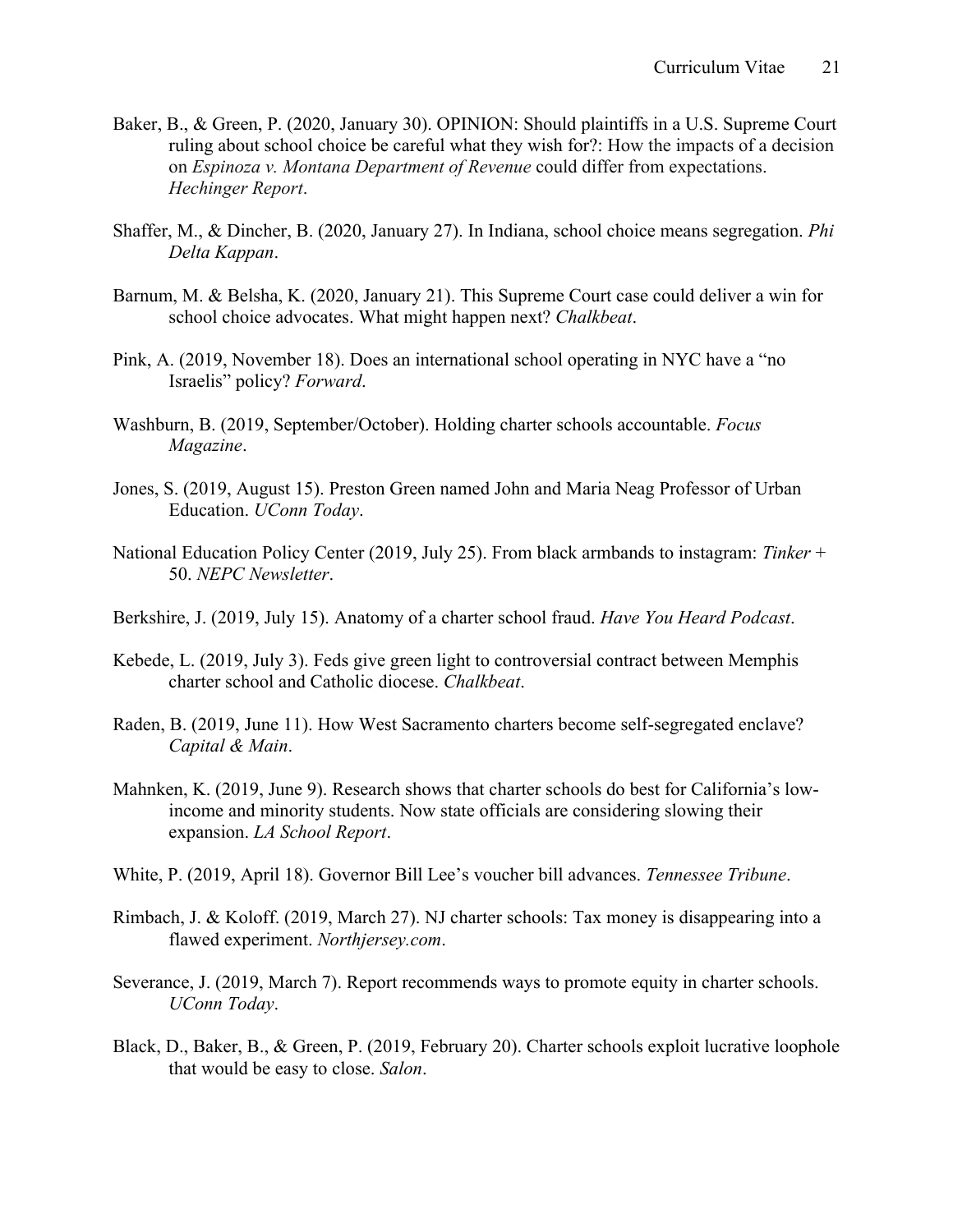Baker, B., & Green, P. (2020, January 30). OPINION: Should plaintiffs in a U.S. Supreme Court ruling about school choice be careful what they wish for?: How the impacts of a decision on *Espinoza v. Montana Department of Revenue* could differ from expectations. *Hechinger Report*.

Shaffer, M., & Dincher, B. (2020, January 27). In Indiana, school choice means segregation. *Phi Delta Kappan*.

Barnum, M. & Belsha, K. (2020, January 21). This Supreme Court case could deliver a win for school choice advocates. What might happen next? *Chalkbeat*.

Pink, A. (2019, November 18). Does an international school operating in NYC have a "no Israelis" policy? *Forward*.

Washburn, B. (2019, September/October). Holding charter schools accountable. *Focus Magazine*.

Jones, S. (2019, August 15). Preston Green named John and Maria Neag Professor of Urban Education. *UConn Today*.

National Education Policy Center (2019, July 25). From black armbands to instagram: *Tinker* + 50. *NEPC Newsletter*.

Berkshire, J. (2019, July 15). Anatomy of a charter school fraud. *Have You Heard Podcast*.

Kebede, L. (2019, July 3). Feds give green light to controversial contract between Memphis charter school and Catholic diocese. *Chalkbeat*.

Raden, B. (2019, June 11). How West Sacramento charters become self-segregated enclave? *Capital & Main*.

Mahnken, K. (2019, June 9). Research shows that charter schools do best for California's low-income and minority students. Now state officials are considering slowing their expansion. *LA School Report*.

White, P. (2019, April 18). Governor Bill Lee's voucher bill advances. *Tennessee Tribune*.

Rimbach, J. & Koloff. (2019, March 27). NJ charter schools: Tax money is disappearing into a flawed experiment. *Northjersey.com*.

Severance, J. (2019, March 7). Report recommends ways to promote equity in charter schools. *UConn Today*.

Black, D., Baker, B., & Green, P. (2019, February 20). Charter schools exploit lucrative loophole that would be easy to close. *Salon*.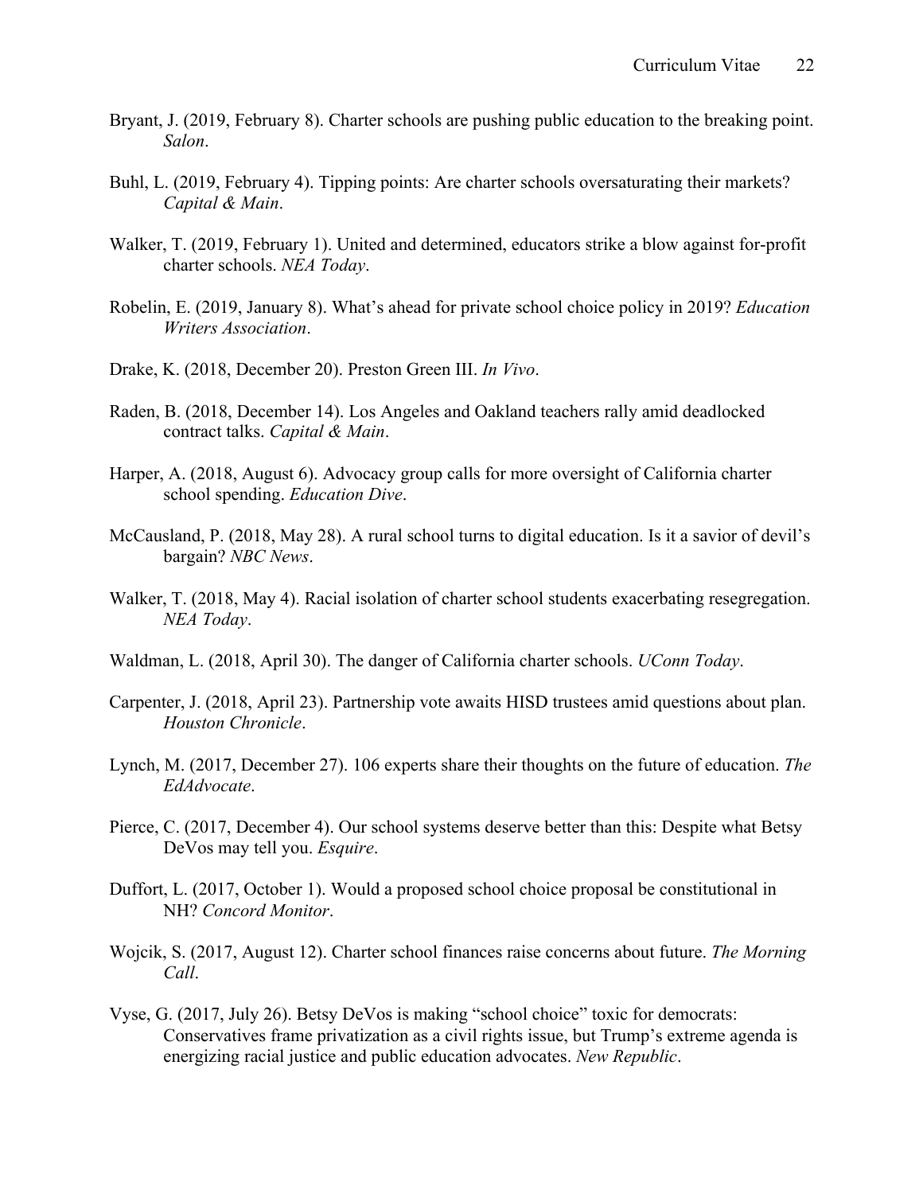Bryant, J. (2019, February 8). Charter schools are pushing public education to the breaking point. *Salon*.

Buhl, L. (2019, February 4). Tipping points: Are charter schools oversaturating their markets? *Capital & Main*.

Walker, T. (2019, February 1). United and determined, educators strike a blow against for-profit charter schools. *NEA Today*.

Robelin, E. (2019, January 8). What's ahead for private school choice policy in 2019? *Education Writers Association*.

Drake, K. (2018, December 20). Preston Green III. *In Vivo*.

Raden, B. (2018, December 14). Los Angeles and Oakland teachers rally amid deadlocked contract talks. *Capital & Main*.

Harper, A. (2018, August 6). Advocacy group calls for more oversight of California charter school spending. *Education Dive*.

McCausland, P. (2018, May 28). A rural school turns to digital education. Is it a savior of devil's bargain? *NBC News*.

Walker, T. (2018, May 4). Racial isolation of charter school students exacerbating resegregation. *NEA Today*.

Waldman, L. (2018, April 30). The danger of California charter schools. *UConn Today*.

Carpenter, J. (2018, April 23). Partnership vote awaits HISD trustees amid questions about plan. *Houston Chronicle*.

Lynch, M. (2017, December 27). 106 experts share their thoughts on the future of education. *The EdAdvocate*.

Pierce, C. (2017, December 4). Our school systems deserve better than this: Despite what Betsy DeVos may tell you. *Esquire*.

Duffort, L. (2017, October 1). Would a proposed school choice proposal be constitutional in NH? *Concord Monitor*.

Wojcik, S. (2017, August 12). Charter school finances raise concerns about future. *The Morning Call*.

Vyse, G. (2017, July 26). Betsy DeVos is making "school choice" toxic for democrats: Conservatives frame privatization as a civil rights issue, but Trump's extreme agenda is energizing racial justice and public education advocates. *New Republic*.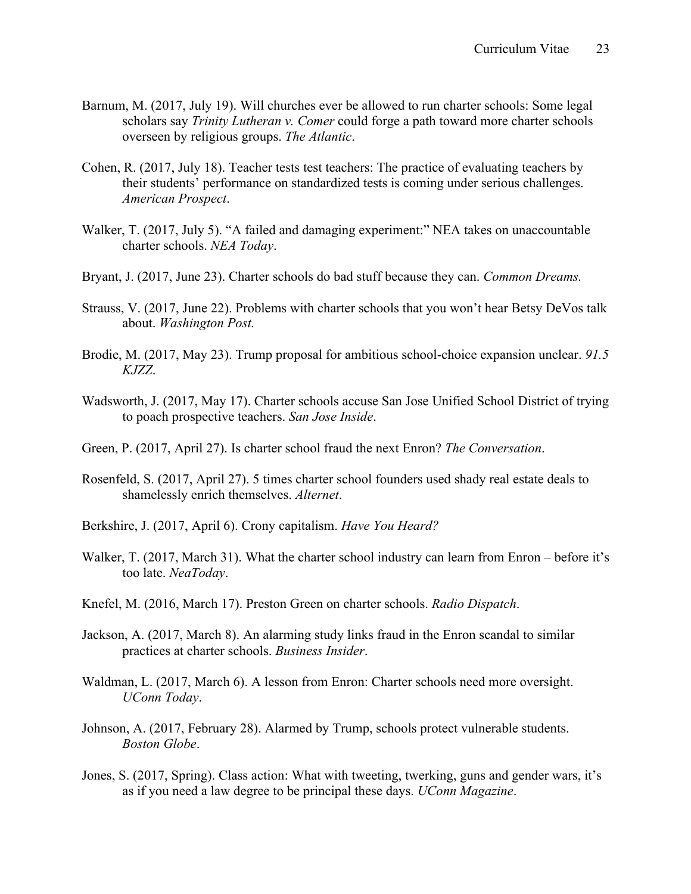Barnum, M. (2017, July 19). Will churches ever be allowed to run charter schools: Some legal scholars say *Trinity Lutheran v. Comer* could forge a path toward more charter schools overseen by religious groups. *The Atlantic*.

Cohen, R. (2017, July 18). Teacher tests test teachers: The practice of evaluating teachers by their students' performance on standardized tests is coming under serious challenges. *American Prospect*.

Walker, T. (2017, July 5). "A failed and damaging experiment:" NEA takes on unaccountable charter schools. *NEA Today*.

Bryant, J. (2017, June 23). Charter schools do bad stuff because they can. *Common Dreams.*

Strauss, V. (2017, June 22). Problems with charter schools that you won't hear Betsy DeVos talk about. *Washington Post.*

Brodie, M. (2017, May 23). Trump proposal for ambitious school-choice expansion unclear. *91.5 KJZZ.*

Wadsworth, J. (2017, May 17). Charter schools accuse San Jose Unified School District of trying to poach prospective teachers. *San Jose Inside*.

Green, P. (2017, April 27). Is charter school fraud the next Enron? *The Conversation*.

Rosenfeld, S. (2017, April 27). 5 times charter school founders used shady real estate deals to shamelessly enrich themselves. *Alternet*.

Berkshire, J. (2017, April 6). Crony capitalism. *Have You Heard?*

Walker, T. (2017, March 31). What the charter school industry can learn from Enron – before it's too late. *NeaToday*.

Knefel, M. (2016, March 17). Preston Green on charter schools. *Radio Dispatch*.

Jackson, A. (2017, March 8). An alarming study links fraud in the Enron scandal to similar practices at charter schools. *Business Insider*.

Waldman, L. (2017, March 6). A lesson from Enron: Charter schools need more oversight. *UConn Today*.

Johnson, A. (2017, February 28). Alarmed by Trump, schools protect vulnerable students. *Boston Globe*.

Jones, S. (2017, Spring). Class action: What with tweeting, twerking, guns and gender wars, it's as if you need a law degree to be principal these days. *UConn Magazine*.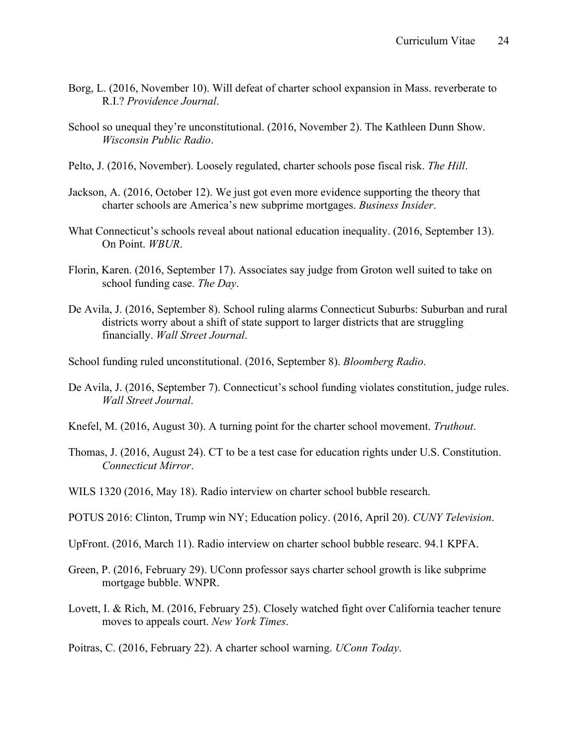Borg, L. (2016, November 10). Will defeat of charter school expansion in Mass. reverberate to R.I.? *Providence Journal*.

School so unequal they're unconstitutional. (2016, November 2). The Kathleen Dunn Show. *Wisconsin Public Radio*.

Pelto, J. (2016, November). Loosely regulated, charter schools pose fiscal risk. *The Hill*.

Jackson, A. (2016, October 12). We just got even more evidence supporting the theory that charter schools are America's new subprime mortgages. *Business Insider*.

What Connecticut's schools reveal about national education inequality. (2016, September 13). On Point. *WBUR*.

Florin, Karen. (2016, September 17). Associates say judge from Groton well suited to take on school funding case. *The Day*.

De Avila, J. (2016, September 8). School ruling alarms Connecticut Suburbs: Suburban and rural districts worry about a shift of state support to larger districts that are struggling financially. *Wall Street Journal*.

School funding ruled unconstitutional. (2016, September 8). *Bloomberg Radio*.

De Avila, J. (2016, September 7). Connecticut's school funding violates constitution, judge rules. *Wall Street Journal*.

Knefel, M. (2016, August 30). A turning point for the charter school movement. *Truthout*.

Thomas, J. (2016, August 24). CT to be a test case for education rights under U.S. Constitution. *Connecticut Mirror*.

WILS 1320 (2016, May 18). Radio interview on charter school bubble research.

POTUS 2016: Clinton, Trump win NY; Education policy. (2016, April 20). *CUNY Television*.

UpFront. (2016, March 11). Radio interview on charter school bubble researc. 94.1 KPFA.

Green, P. (2016, February 29). UConn professor says charter school growth is like subprime mortgage bubble. WNPR.

Lovett, I. & Rich, M. (2016, February 25). Closely watched fight over California teacher tenure moves to appeals court. *New York Times*.

Poitras, C. (2016, February 22). A charter school warning. *UConn Today*.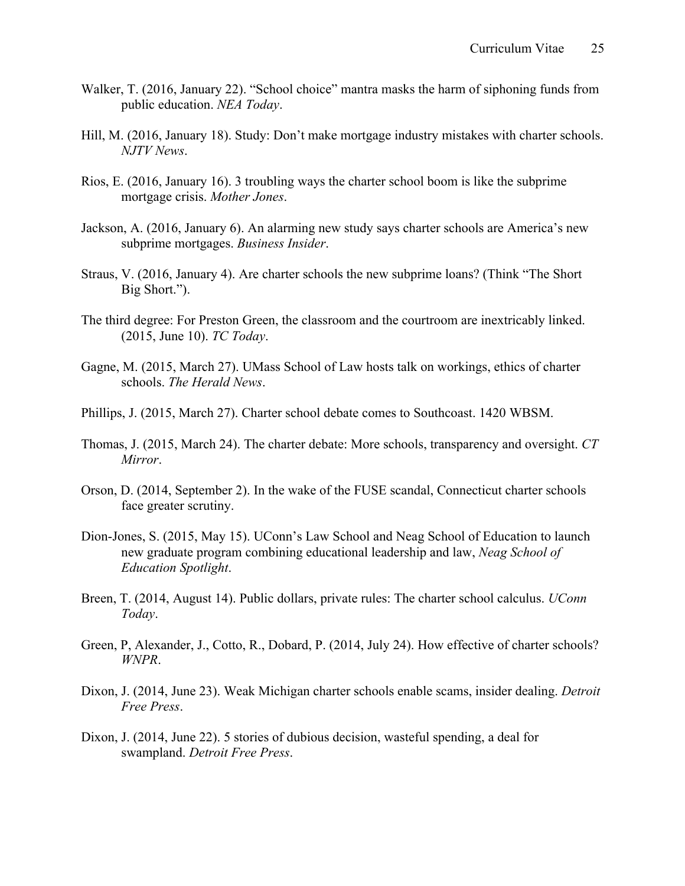Walker, T. (2016, January 22). "School choice" mantra masks the harm of siphoning funds from public education. *NEA Today*.

Hill, M. (2016, January 18). Study: Don't make mortgage industry mistakes with charter schools. *NJTV News*.

Rios, E. (2016, January 16). 3 troubling ways the charter school boom is like the subprime mortgage crisis. *Mother Jones*.

Jackson, A. (2016, January 6). An alarming new study says charter schools are America's new subprime mortgages. *Business Insider*.

Straus, V. (2016, January 4). Are charter schools the new subprime loans? (Think "The Short Big Short.").

The third degree: For Preston Green, the classroom and the courtroom are inextricably linked. (2015, June 10). *TC Today*.

Gagne, M. (2015, March 27). UMass School of Law hosts talk on workings, ethics of charter schools. *The Herald News*.

Phillips, J. (2015, March 27). Charter school debate comes to Southcoast. 1420 WBSM.

Thomas, J. (2015, March 24). The charter debate: More schools, transparency and oversight. *CT Mirror*.

Orson, D. (2014, September 2). In the wake of the FUSE scandal, Connecticut charter schools face greater scrutiny.

Dion-Jones, S. (2015, May 15). UConn's Law School and Neag School of Education to launch new graduate program combining educational leadership and law, *Neag School of Education Spotlight*.

Breen, T. (2014, August 14). Public dollars, private rules: The charter school calculus. *UConn Today*.

Green, P, Alexander, J., Cotto, R., Dobard, P. (2014, July 24). How effective of charter schools? *WNPR*.

Dixon, J. (2014, June 23). Weak Michigan charter schools enable scams, insider dealing. *Detroit Free Press*.

Dixon, J. (2014, June 22). 5 stories of dubious decision, wasteful spending, a deal for swampland. *Detroit Free Press*.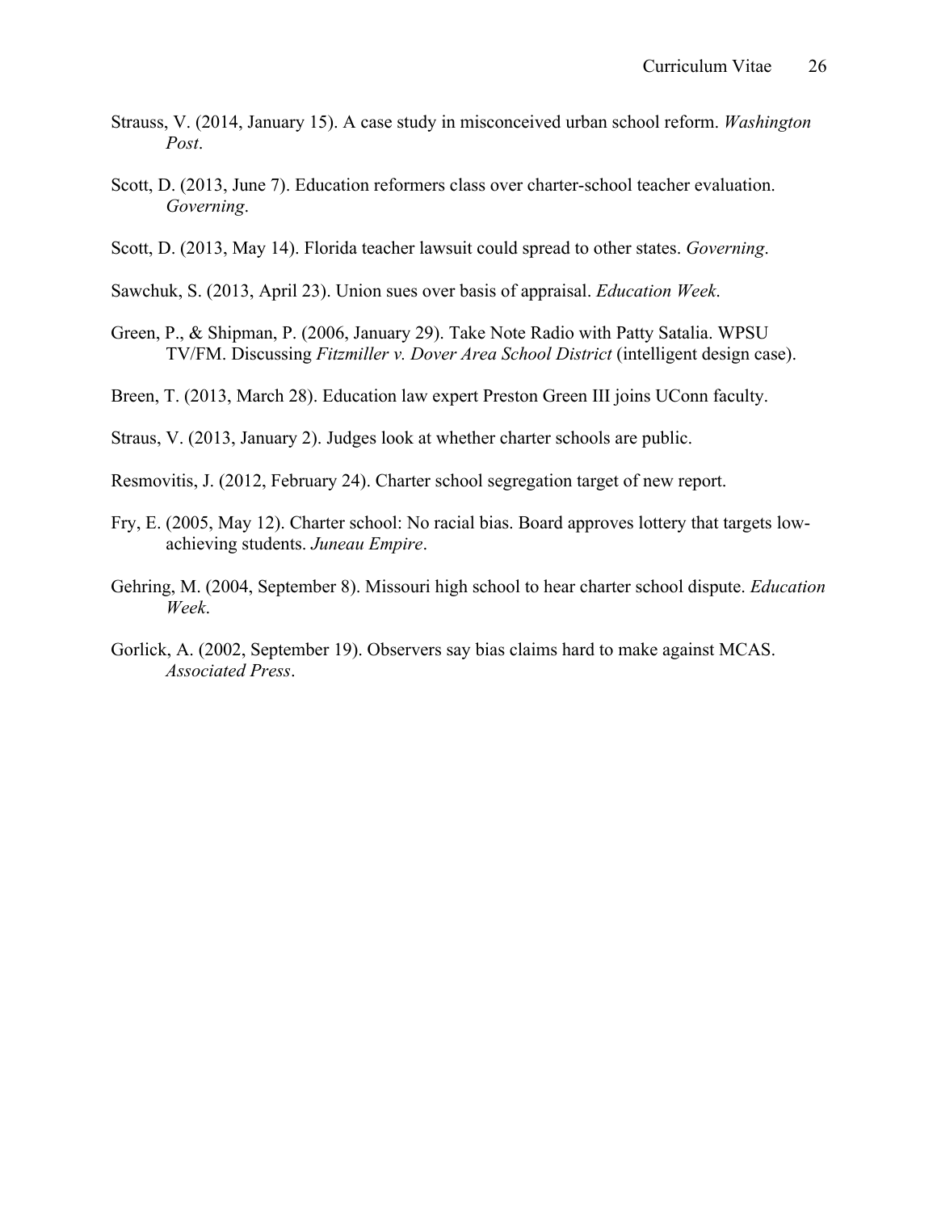Strauss, V. (2014, January 15). A case study in misconceived urban school reform. *Washington Post*.

Scott, D. (2013, June 7). Education reformers class over charter-school teacher evaluation. *Governing*.

Scott, D. (2013, May 14). Florida teacher lawsuit could spread to other states. *Governing*.

Sawchuk, S. (2013, April 23). Union sues over basis of appraisal. *Education Week*.

Green, P., & Shipman, P. (2006, January 29). Take Note Radio with Patty Satalia. WPSU TV/FM. Discussing *Fitzmiller v. Dover Area School District* (intelligent design case).

Breen, T. (2013, March 28). Education law expert Preston Green III joins UConn faculty.

Straus, V. (2013, January 2). Judges look at whether charter schools are public.

Resmovitis, J. (2012, February 24). Charter school segregation target of new report.

Fry, E. (2005, May 12). Charter school: No racial bias. Board approves lottery that targets low-achieving students. *Juneau Empire*.

Gehring, M. (2004, September 8). Missouri high school to hear charter school dispute. *Education Week*.

Gorlick, A. (2002, September 19). Observers say bias claims hard to make against MCAS. *Associated Press*.